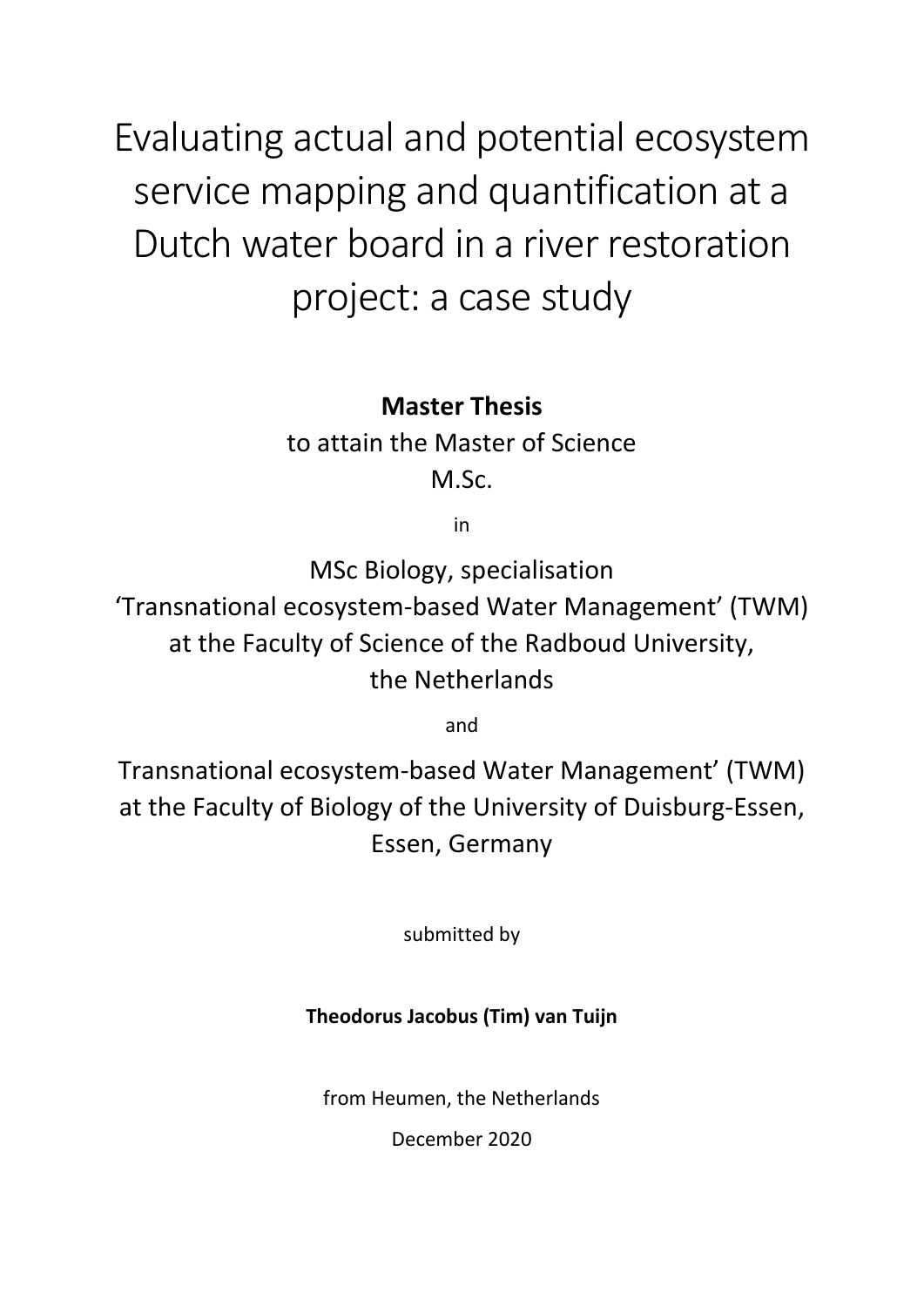# Evaluating actual and potential ecosystem service mapping and quantification at a Dutch water board in a river restoration project: a case study

**Master Thesis**

to attain the Master of Science

M.Sc.

in

MSc Biology, specialisation

'Transnational ecosystem-based Water Management' (TWM)

at the Faculty of Science of the Radboud University,

the Netherlands

and

Transnational ecosystem-based Water Management' (TWM)

at the Faculty of Biology of the University of Duisburg-Essen,

Essen, Germany

submitted by

**Theodorus Jacobus (Tim) van Tuijn**

from Heumen, the Netherlands

December 2020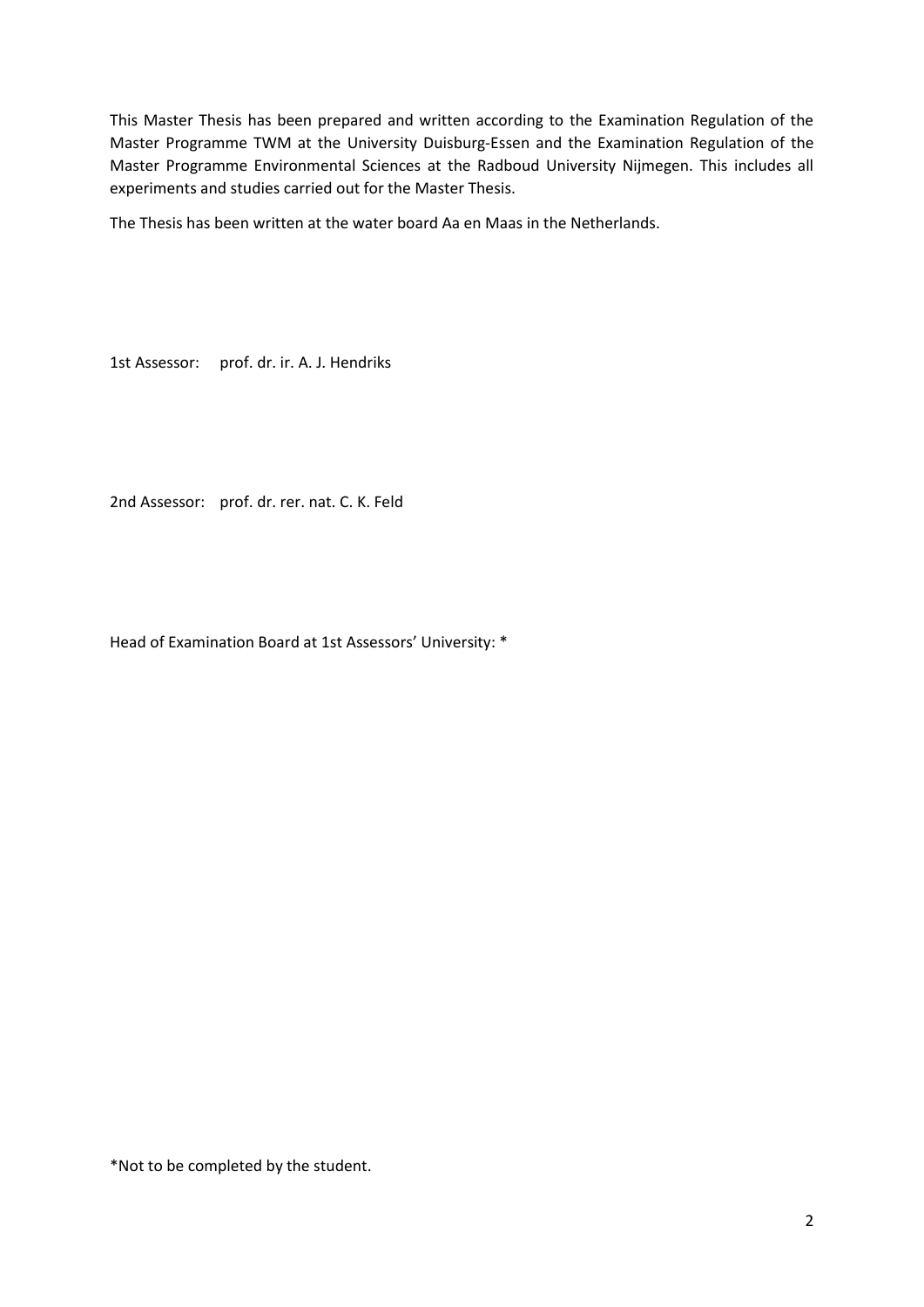This Master Thesis has been prepared and written according to the Examination Regulation of the Master Programme TWM at the University Duisburg-Essen and the Examination Regulation of the Master Programme Environmental Sciences at the Radboud University Nijmegen. This includes all experiments and studies carried out for the Master Thesis.

The Thesis has been written at the water board Aa en Maas in the Netherlands.

1st Assessor: prof. dr. ir. A. J. Hendriks

2nd Assessor: prof. dr. rer. nat. C. K. Feld

Head of Examination Board at 1st Assessors' University: *

*Not to be completed by the student.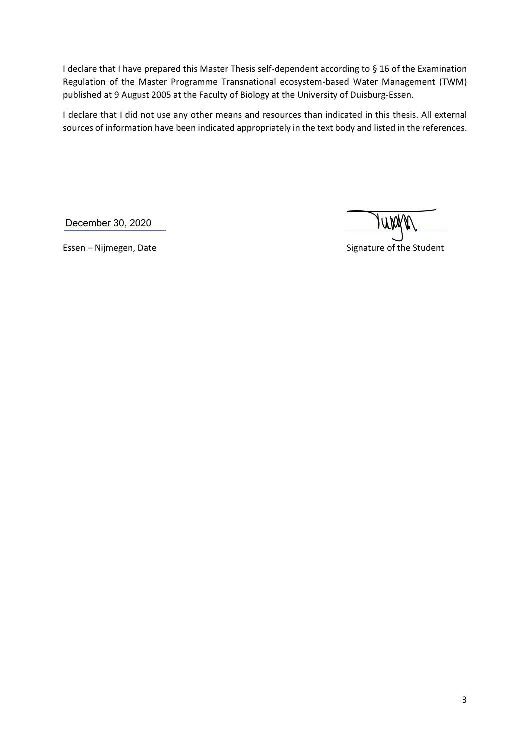I declare that I have prepared this Master Thesis self-dependent according to § 16 of the Examination Regulation of the Master Programme Transnational ecosystem-based Water Management (TWM) published at 9 August 2005 at the Faculty of Biology at the University of Duisburg-Essen.

I declare that I did not use any other means and resources than indicated in this thesis. All external sources of information have been indicated appropriately in the text body and listed in the references.

December 30, 2020

Essen – Nijmegen, Date

Signature of the Student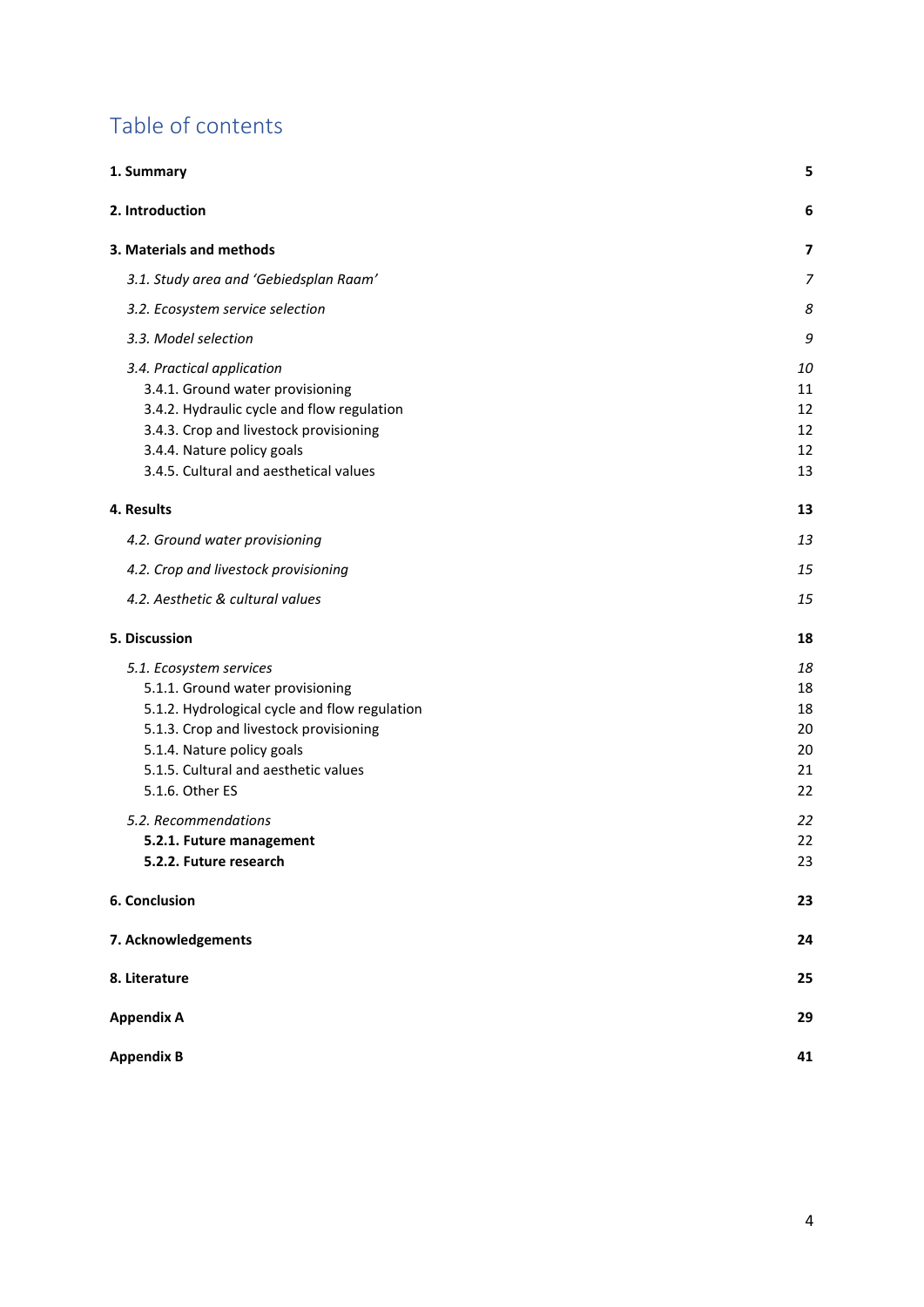# Table of contents

| | |
|---|---|
| **1. Summary** | **5** |
| **2. Introduction** | **6** |
| **3. Materials and methods** | **7** |
| *3.1. Study area and 'Gebiedsplan Raam'* | *7* |
| *3.2. Ecosystem service selection* | *8* |
| *3.3. Model selection* | *9* |
| *3.4. Practical application* | *10* |
| 3.4.1. Ground water provisioning | 11 |
| 3.4.2. Hydraulic cycle and flow regulation | 12 |
| 3.4.3. Crop and livestock provisioning | 12 |
| 3.4.4. Nature policy goals | 12 |
| 3.4.5. Cultural and aesthetical values | 13 |
| **4. Results** | **13** |
| *4.2. Ground water provisioning* | *13* |
| *4.2. Crop and livestock provisioning* | *15* |
| *4.2. Aesthetic & cultural values* | *15* |
| **5. Discussion** | **18** |
| *5.1. Ecosystem services* | *18* |
| 5.1.1. Ground water provisioning | 18 |
| 5.1.2. Hydrological cycle and flow regulation | 18 |
| 5.1.3. Crop and livestock provisioning | 20 |
| 5.1.4. Nature policy goals | 20 |
| 5.1.5. Cultural and aesthetic values | 21 |
| 5.1.6. Other ES | 22 |
| *5.2. Recommendations* | *22* |
| **5.2.1. Future management** | 22 |
| **5.2.2. Future research** | 23 |
| **6. Conclusion** | **23** |
| **7. Acknowledgements** | **24** |
| **8. Literature** | **25** |
| **Appendix A** | **29** |
| **Appendix B** | **41** |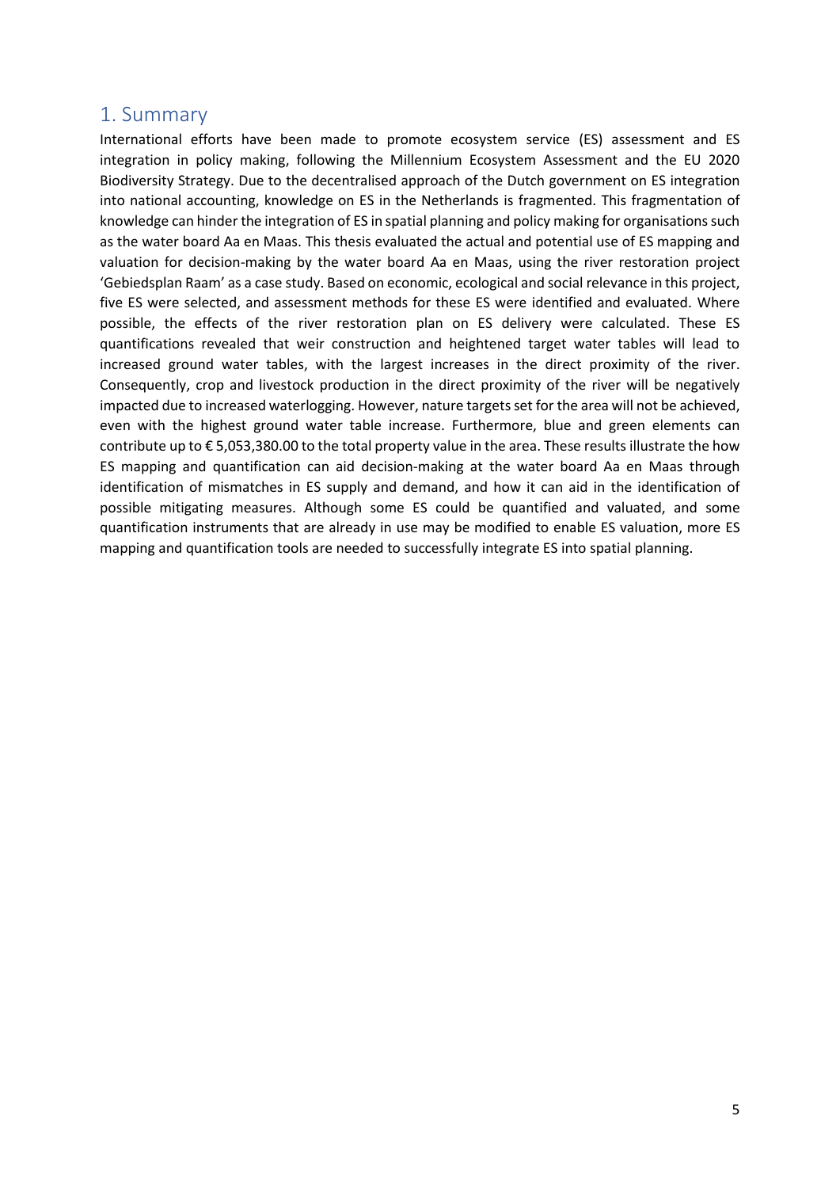# 1. Summary

International efforts have been made to promote ecosystem service (ES) assessment and ES integration in policy making, following the Millennium Ecosystem Assessment and the EU 2020 Biodiversity Strategy. Due to the decentralised approach of the Dutch government on ES integration into national accounting, knowledge on ES in the Netherlands is fragmented. This fragmentation of knowledge can hinder the integration of ES in spatial planning and policy making for organisations such as the water board Aa en Maas. This thesis evaluated the actual and potential use of ES mapping and valuation for decision-making by the water board Aa en Maas, using the river restoration project 'Gebiedsplan Raam' as a case study. Based on economic, ecological and social relevance in this project, five ES were selected, and assessment methods for these ES were identified and evaluated. Where possible, the effects of the river restoration plan on ES delivery were calculated. These ES quantifications revealed that weir construction and heightened target water tables will lead to increased ground water tables, with the largest increases in the direct proximity of the river. Consequently, crop and livestock production in the direct proximity of the river will be negatively impacted due to increased waterlogging. However, nature targets set for the area will not be achieved, even with the highest ground water table increase. Furthermore, blue and green elements can contribute up to € 5,053,380.00 to the total property value in the area. These results illustrate the how ES mapping and quantification can aid decision-making at the water board Aa en Maas through identification of mismatches in ES supply and demand, and how it can aid in the identification of possible mitigating measures. Although some ES could be quantified and valuated, and some quantification instruments that are already in use may be modified to enable ES valuation, more ES mapping and quantification tools are needed to successfully integrate ES into spatial planning.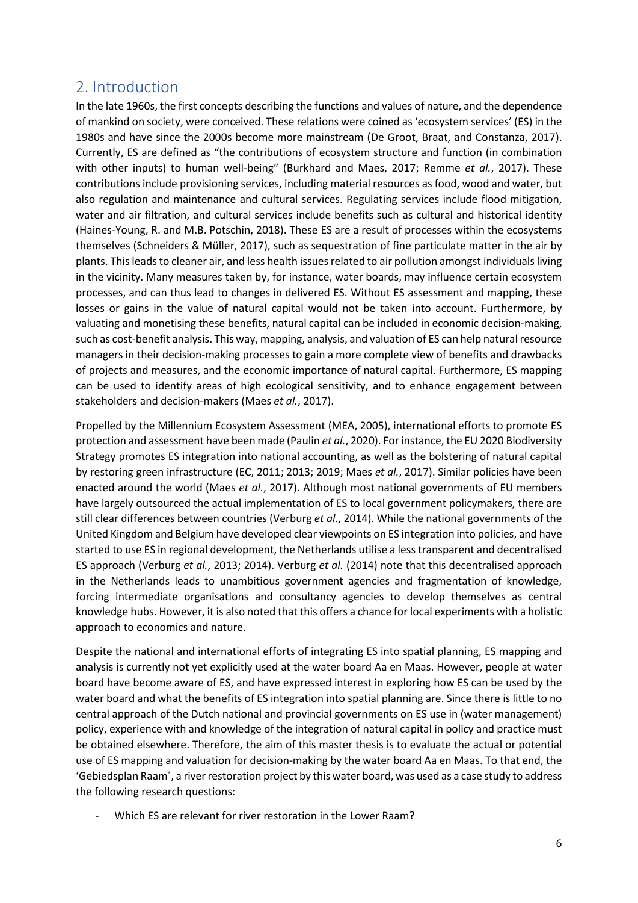## 2. Introduction

In the late 1960s, the first concepts describing the functions and values of nature, and the dependence of mankind on society, were conceived. These relations were coined as 'ecosystem services' (ES) in the 1980s and have since the 2000s become more mainstream (De Groot, Braat, and Constanza, 2017). Currently, ES are defined as "the contributions of ecosystem structure and function (in combination with other inputs) to human well-being" (Burkhard and Maes, 2017; Remme *et al.*, 2017). These contributions include provisioning services, including material resources as food, wood and water, but also regulation and maintenance and cultural services. Regulating services include flood mitigation, water and air filtration, and cultural services include benefits such as cultural and historical identity (Haines-Young, R. and M.B. Potschin, 2018). These ES are a result of processes within the ecosystems themselves (Schneiders & Müller, 2017), such as sequestration of fine particulate matter in the air by plants. This leads to cleaner air, and less health issues related to air pollution amongst individuals living in the vicinity. Many measures taken by, for instance, water boards, may influence certain ecosystem processes, and can thus lead to changes in delivered ES. Without ES assessment and mapping, these losses or gains in the value of natural capital would not be taken into account. Furthermore, by valuating and monetising these benefits, natural capital can be included in economic decision-making, such as cost-benefit analysis. This way, mapping, analysis, and valuation of ES can help natural resource managers in their decision-making processes to gain a more complete view of benefits and drawbacks of projects and measures, and the economic importance of natural capital. Furthermore, ES mapping can be used to identify areas of high ecological sensitivity, and to enhance engagement between stakeholders and decision-makers (Maes *et al.*, 2017).

Propelled by the Millennium Ecosystem Assessment (MEA, 2005), international efforts to promote ES protection and assessment have been made (Paulin *et al.*, 2020). For instance, the EU 2020 Biodiversity Strategy promotes ES integration into national accounting, as well as the bolstering of natural capital by restoring green infrastructure (EC, 2011; 2013; 2019; Maes *et al.*, 2017). Similar policies have been enacted around the world (Maes *et al.*, 2017). Although most national governments of EU members have largely outsourced the actual implementation of ES to local government policymakers, there are still clear differences between countries (Verburg *et al.*, 2014). While the national governments of the United Kingdom and Belgium have developed clear viewpoints on ES integration into policies, and have started to use ES in regional development, the Netherlands utilise a less transparent and decentralised ES approach (Verburg *et al.*, 2013; 2014). Verburg *et al.* (2014) note that this decentralised approach in the Netherlands leads to unambitious government agencies and fragmentation of knowledge, forcing intermediate organisations and consultancy agencies to develop themselves as central knowledge hubs. However, it is also noted that this offers a chance for local experiments with a holistic approach to economics and nature.

Despite the national and international efforts of integrating ES into spatial planning, ES mapping and analysis is currently not yet explicitly used at the water board Aa en Maas. However, people at water board have become aware of ES, and have expressed interest in exploring how ES can be used by the water board and what the benefits of ES integration into spatial planning are. Since there is little to no central approach of the Dutch national and provincial governments on ES use in (water management) policy, experience with and knowledge of the integration of natural capital in policy and practice must be obtained elsewhere. Therefore, the aim of this master thesis is to evaluate the actual or potential use of ES mapping and valuation for decision-making by the water board Aa en Maas. To that end, the 'Gebiedsplan Raam´, a river restoration project by this water board, was used as a case study to address the following research questions:

- Which ES are relevant for river restoration in the Lower Raam?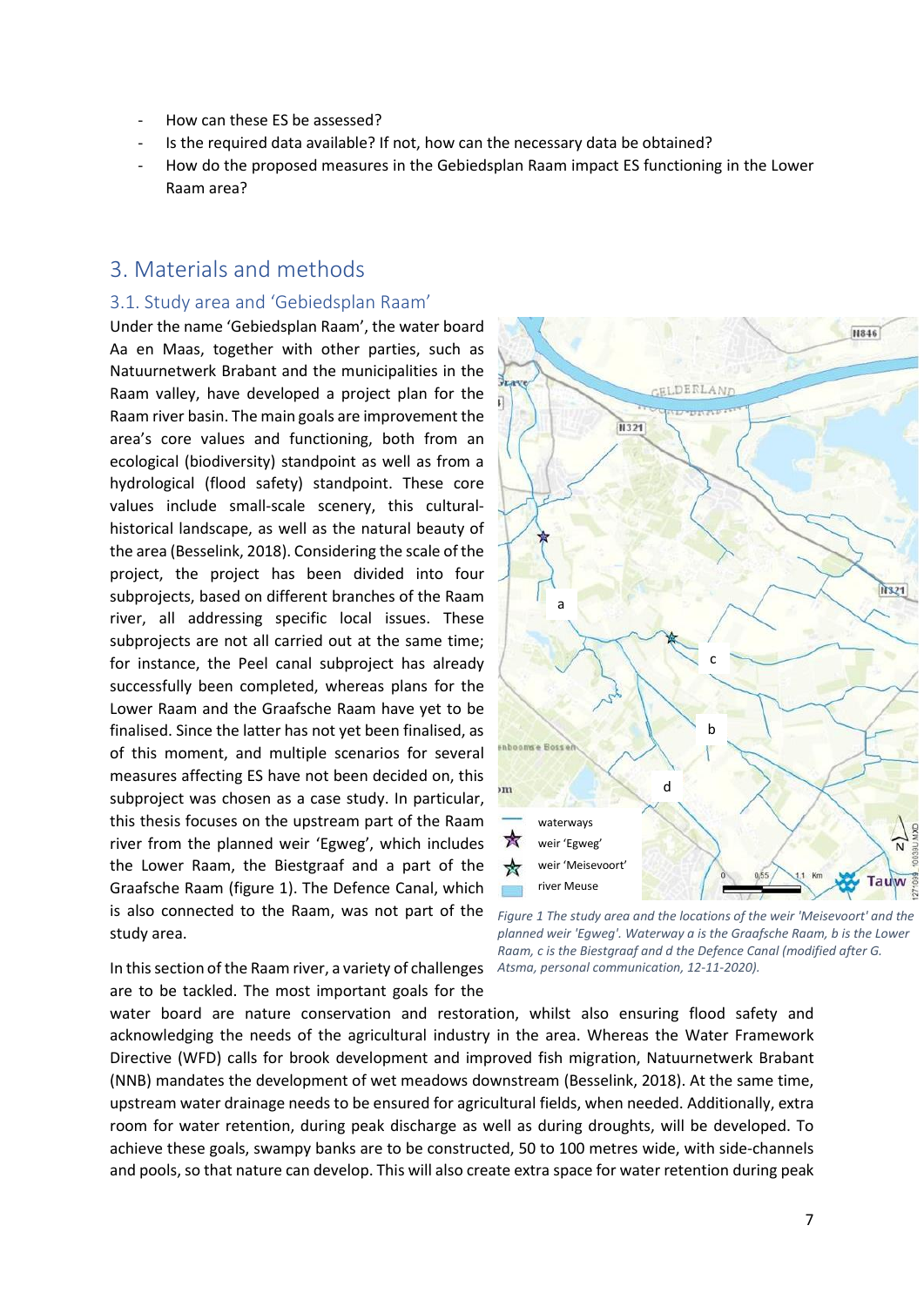- How can these ES be assessed?
- Is the required data available? If not, how can the necessary data be obtained?
- How do the proposed measures in the Gebiedsplan Raam impact ES functioning in the Lower Raam area?

# 3. Materials and methods

## 3.1. Study area and 'Gebiedsplan Raam'

Under the name 'Gebiedsplan Raam', the water board Aa en Maas, together with other parties, such as Natuurnetwerk Brabant and the municipalities in the Raam valley, have developed a project plan for the Raam river basin. The main goals are improvement the area's core values and functioning, both from an ecological (biodiversity) standpoint as well as from a hydrological (flood safety) standpoint. These core values include small-scale scenery, this cultural-historical landscape, as well as the natural beauty of the area (Besselink, 2018). Considering the scale of the project, the project has been divided into four subprojects, based on different branches of the Raam river, all addressing specific local issues. These subprojects are not all carried out at the same time; for instance, the Peel canal subproject has already successfully been completed, whereas plans for the Lower Raam and the Graafsche Raam have yet to be finalised. Since the latter has not yet been finalised, as of this moment, and multiple scenarios for several measures affecting ES have not been decided on, this subproject was chosen as a case study. In particular, this thesis focuses on the upstream part of the Raam river from the planned weir 'Egweg', which includes the Lower Raam, the Biestgraaf and a part of the Graafsche Raam (figure 1). The Defence Canal, which is also connected to the Raam, was not part of the study area.

*Figure 1 The study area and the locations of the weir 'Meisevoort' and the planned weir 'Egweg'. Waterway a is the Graafsche Raam, b is the Lower Raam, c is the Biestgraaf and d the Defence Canal (modified after G. Atsma, personal communication, 12-11-2020).*

In this section of the Raam river, a variety of challenges are to be tackled. The most important goals for the water board are nature conservation and restoration, whilst also ensuring flood safety and acknowledging the needs of the agricultural industry in the area. Whereas the Water Framework Directive (WFD) calls for brook development and improved fish migration, Natuurnetwerk Brabant (NNB) mandates the development of wet meadows downstream (Besselink, 2018). At the same time, upstream water drainage needs to be ensured for agricultural fields, when needed. Additionally, extra room for water retention, during peak discharge as well as during droughts, will be developed. To achieve these goals, swampy banks are to be constructed, 50 to 100 metres wide, with side-channels and pools, so that nature can develop. This will also create extra space for water retention during peak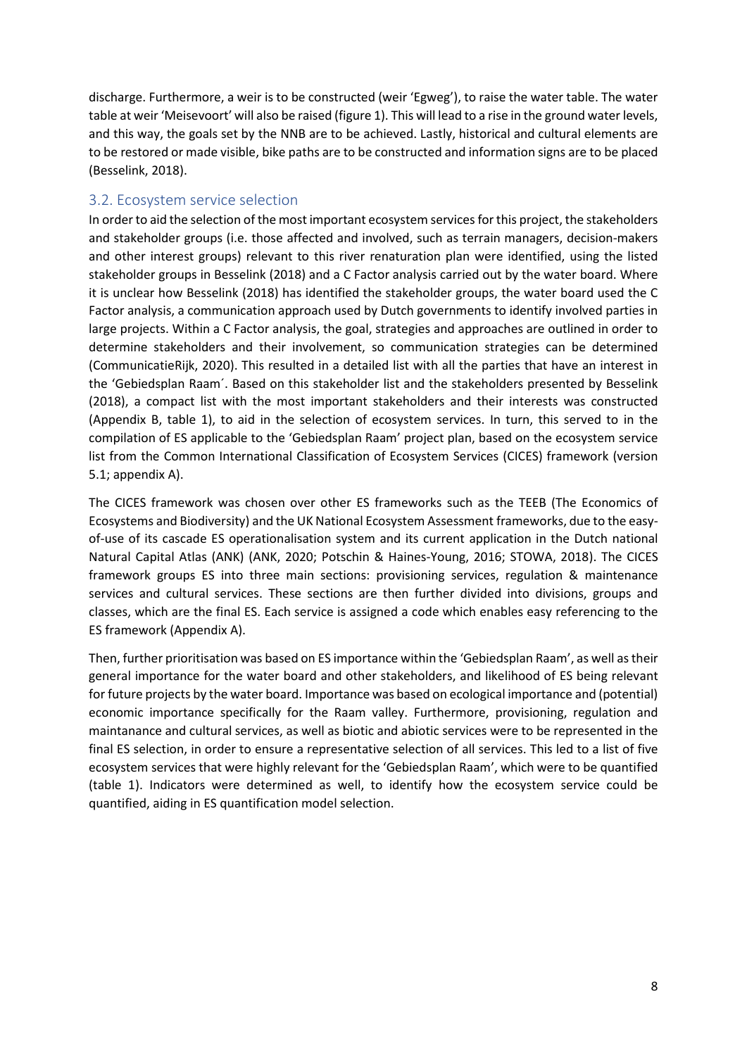discharge. Furthermore, a weir is to be constructed (weir 'Egweg'), to raise the water table. The water table at weir 'Meisevoort' will also be raised (figure 1). This will lead to a rise in the ground water levels, and this way, the goals set by the NNB are to be achieved. Lastly, historical and cultural elements are to be restored or made visible, bike paths are to be constructed and information signs are to be placed (Besselink, 2018).

## 3.2. Ecosystem service selection

In order to aid the selection of the most important ecosystem services for this project, the stakeholders and stakeholder groups (i.e. those affected and involved, such as terrain managers, decision-makers and other interest groups) relevant to this river renaturation plan were identified, using the listed stakeholder groups in Besselink (2018) and a C Factor analysis carried out by the water board. Where it is unclear how Besselink (2018) has identified the stakeholder groups, the water board used the C Factor analysis, a communication approach used by Dutch governments to identify involved parties in large projects. Within a C Factor analysis, the goal, strategies and approaches are outlined in order to determine stakeholders and their involvement, so communication strategies can be determined (CommunicatieRijk, 2020). This resulted in a detailed list with all the parties that have an interest in the 'Gebiedsplan Raam´. Based on this stakeholder list and the stakeholders presented by Besselink (2018), a compact list with the most important stakeholders and their interests was constructed (Appendix B, table 1), to aid in the selection of ecosystem services. In turn, this served to in the compilation of ES applicable to the 'Gebiedsplan Raam' project plan, based on the ecosystem service list from the Common International Classification of Ecosystem Services (CICES) framework (version 5.1; appendix A).

The CICES framework was chosen over other ES frameworks such as the TEEB (The Economics of Ecosystems and Biodiversity) and the UK National Ecosystem Assessment frameworks, due to the easy-of-use of its cascade ES operationalisation system and its current application in the Dutch national Natural Capital Atlas (ANK) (ANK, 2020; Potschin & Haines-Young, 2016; STOWA, 2018). The CICES framework groups ES into three main sections: provisioning services, regulation & maintenance services and cultural services. These sections are then further divided into divisions, groups and classes, which are the final ES. Each service is assigned a code which enables easy referencing to the ES framework (Appendix A).

Then, further prioritisation was based on ES importance within the 'Gebiedsplan Raam', as well as their general importance for the water board and other stakeholders, and likelihood of ES being relevant for future projects by the water board. Importance was based on ecological importance and (potential) economic importance specifically for the Raam valley. Furthermore, provisioning, regulation and maintanance and cultural services, as well as biotic and abiotic services were to be represented in the final ES selection, in order to ensure a representative selection of all services. This led to a list of five ecosystem services that were highly relevant for the 'Gebiedsplan Raam', which were to be quantified (table 1). Indicators were determined as well, to identify how the ecosystem service could be quantified, aiding in ES quantification model selection.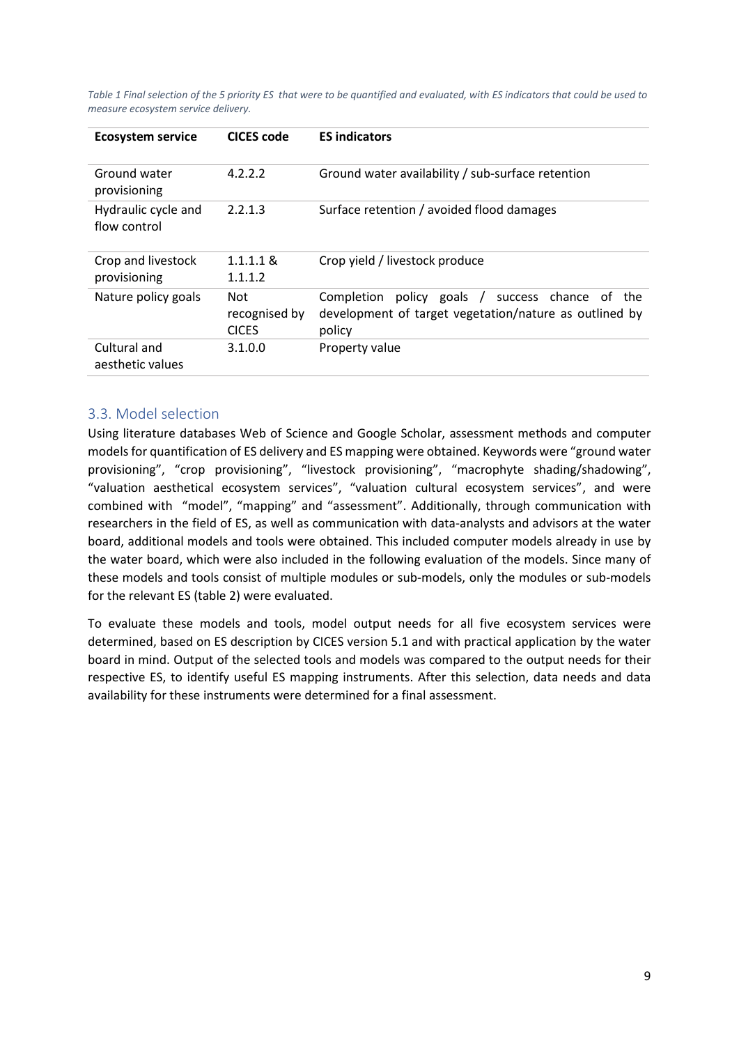*Table 1 Final selection of the 5 priority ES that were to be quantified and evaluated, with ES indicators that could be used to measure ecosystem service delivery.*

| **Ecosystem service** | **CICES code** | **ES indicators** |
|---|---|---|
| Ground water provisioning | 4.2.2.2 | Ground water availability / sub-surface retention |
| Hydraulic cycle and flow control | 2.2.1.3 | Surface retention / avoided flood damages |
| Crop and livestock provisioning | 1.1.1.1 & 1.1.1.2 | Crop yield / livestock produce |
| Nature policy goals | Not recognised by CICES | Completion policy goals / success chance of the development of target vegetation/nature as outlined by policy |
| Cultural and aesthetic values | 3.1.0.0 | Property value |

## 3.3. Model selection

Using literature databases Web of Science and Google Scholar, assessment methods and computer models for quantification of ES delivery and ES mapping were obtained. Keywords were "ground water provisioning", "crop provisioning", "livestock provisioning", "macrophyte shading/shadowing", "valuation aesthetical ecosystem services", "valuation cultural ecosystem services", and were combined with "model", "mapping" and "assessment". Additionally, through communication with researchers in the field of ES, as well as communication with data-analysts and advisors at the water board, additional models and tools were obtained. This included computer models already in use by the water board, which were also included in the following evaluation of the models. Since many of these models and tools consist of multiple modules or sub-models, only the modules or sub-models for the relevant ES (table 2) were evaluated.

To evaluate these models and tools, model output needs for all five ecosystem services were determined, based on ES description by CICES version 5.1 and with practical application by the water board in mind. Output of the selected tools and models was compared to the output needs for their respective ES, to identify useful ES mapping instruments. After this selection, data needs and data availability for these instruments were determined for a final assessment.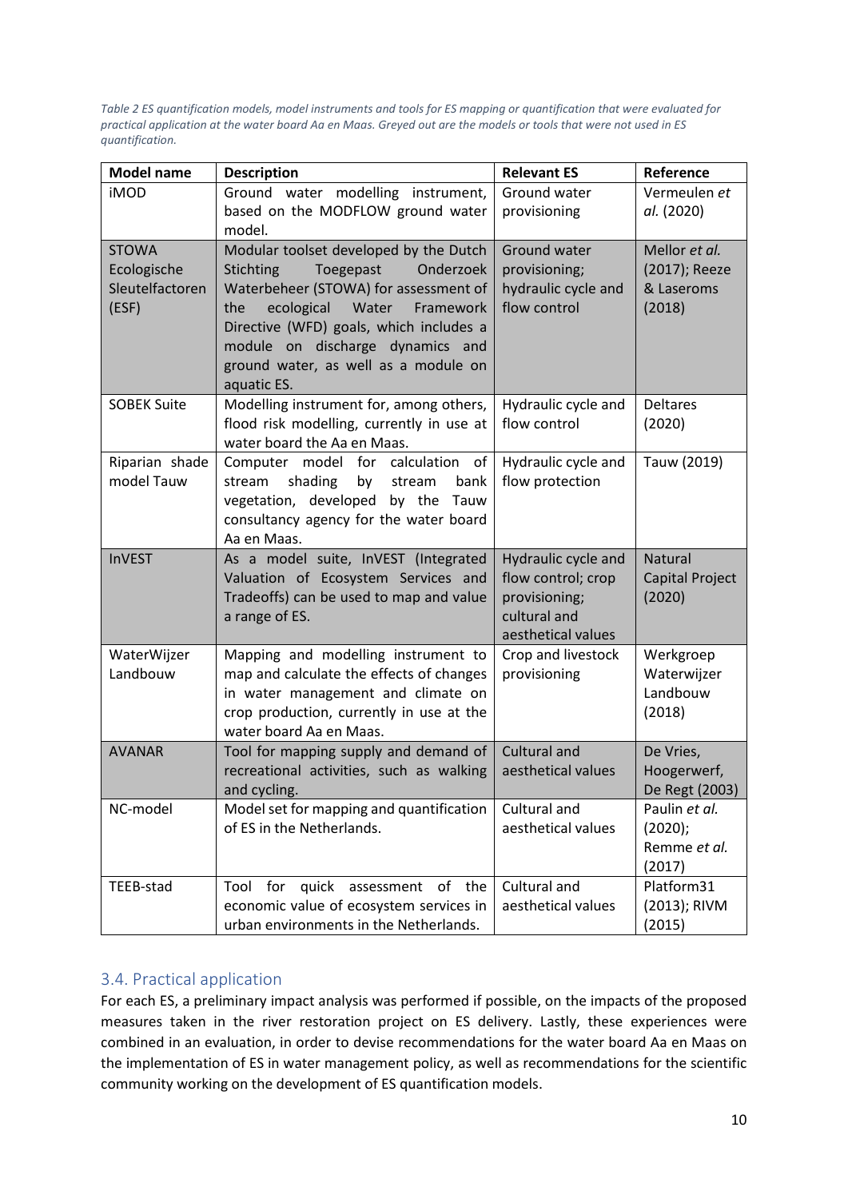*Table 2 ES quantification models, model instruments and tools for ES mapping or quantification that were evaluated for practical application at the water board Aa en Maas. Greyed out are the models or tools that were not used in ES quantification.*

| Model name | Description | Relevant ES | Reference |
|---|---|---|---|
| iMOD | Ground water modelling instrument, based on the MODFLOW ground water model. | Ground water provisioning | Vermeulen *et al.* (2020) |
| STOWA Ecologische Sleutelfactoren (ESF) | Modular toolset developed by the Dutch Stichting Toegepast Onderzoek Waterbeheer (STOWA) for assessment of the ecological Water Framework Directive (WFD) goals, which includes a module on discharge dynamics and ground water, as well as a module on aquatic ES. | Ground water provisioning; hydraulic cycle and flow control | Mellor *et al.* (2017); Reeze & Laseroms (2018) |
| SOBEK Suite | Modelling instrument for, among others, flood risk modelling, currently in use at water board the Aa en Maas. | Hydraulic cycle and flow control | Deltares (2020) |
| Riparian shade model Tauw | Computer model for calculation of stream shading by stream bank vegetation, developed by the Tauw consultancy agency for the water board Aa en Maas. | Hydraulic cycle and flow protection | Tauw (2019) |
| InVEST | As a model suite, InVEST (Integrated Valuation of Ecosystem Services and Tradeoffs) can be used to map and value a range of ES. | Hydraulic cycle and flow control; crop provisioning; cultural and aesthetical values | Natural Capital Project (2020) |
| WaterWijzer Landbouw | Mapping and modelling instrument to map and calculate the effects of changes in water management and climate on crop production, currently in use at the water board Aa en Maas. | Crop and livestock provisioning | Werkgroep Waterwijzer Landbouw (2018) |
| AVANAR | Tool for mapping supply and demand of recreational activities, such as walking and cycling. | Cultural and aesthetical values | De Vries, Hoogerwerf, De Regt (2003) |
| NC-model | Model set for mapping and quantification of ES in the Netherlands. | Cultural and aesthetical values | Paulin *et al.* (2020); Remme *et al.* (2017) |
| TEEB-stad | Tool for quick assessment of the economic value of ecosystem services in urban environments in the Netherlands. | Cultural and aesthetical values | Platform31 (2013); RIVM (2015) |

## 3.4. Practical application

For each ES, a preliminary impact analysis was performed if possible, on the impacts of the proposed measures taken in the river restoration project on ES delivery. Lastly, these experiences were combined in an evaluation, in order to devise recommendations for the water board Aa en Maas on the implementation of ES in water management policy, as well as recommendations for the scientific community working on the development of ES quantification models.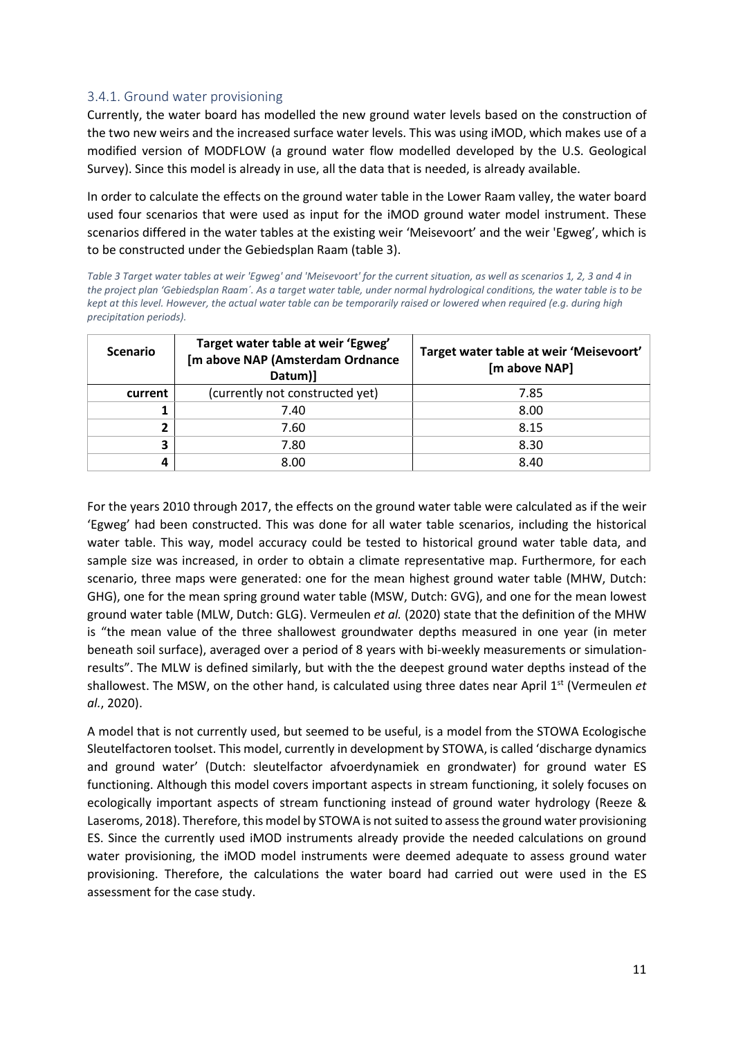### 3.4.1. Ground water provisioning

Currently, the water board has modelled the new ground water levels based on the construction of the two new weirs and the increased surface water levels. This was using iMOD, which makes use of a modified version of MODFLOW (a ground water flow modelled developed by the U.S. Geological Survey). Since this model is already in use, all the data that is needed, is already available.

In order to calculate the effects on the ground water table in the Lower Raam valley, the water board used four scenarios that were used as input for the iMOD ground water model instrument. These scenarios differed in the water tables at the existing weir 'Meisevoort' and the weir 'Egweg', which is to be constructed under the Gebiedsplan Raam (table 3).

*Table 3 Target water tables at weir 'Egweg' and 'Meisevoort' for the current situation, as well as scenarios 1, 2, 3 and 4 in the project plan 'Gebiedsplan Raam´. As a target water table, under normal hydrological conditions, the water table is to be kept at this level. However, the actual water table can be temporarily raised or lowered when required (e.g. during high precipitation periods).*

| Scenario | Target water table at weir 'Egweg' [m above NAP (Amsterdam Ordnance Datum)] | Target water table at weir 'Meisevoort' [m above NAP] |
|---|---|---|
| current | (currently not constructed yet) | 7.85 |
| 1 | 7.40 | 8.00 |
| 2 | 7.60 | 8.15 |
| 3 | 7.80 | 8.30 |
| 4 | 8.00 | 8.40 |

For the years 2010 through 2017, the effects on the ground water table were calculated as if the weir 'Egweg' had been constructed. This was done for all water table scenarios, including the historical water table. This way, model accuracy could be tested to historical ground water table data, and sample size was increased, in order to obtain a climate representative map. Furthermore, for each scenario, three maps were generated: one for the mean highest ground water table (MHW, Dutch: GHG), one for the mean spring ground water table (MSW, Dutch: GVG), and one for the mean lowest ground water table (MLW, Dutch: GLG). Vermeulen *et al.* (2020) state that the definition of the MHW is "the mean value of the three shallowest groundwater depths measured in one year (in meter beneath soil surface), averaged over a period of 8 years with bi-weekly measurements or simulation-results". The MLW is defined similarly, but with the the deepest ground water depths instead of the shallowest. The MSW, on the other hand, is calculated using three dates near April 1st (Vermeulen *et al.*, 2020).

A model that is not currently used, but seemed to be useful, is a model from the STOWA Ecologische Sleutelfactoren toolset. This model, currently in development by STOWA, is called 'discharge dynamics and ground water' (Dutch: sleutelfactor afvoerdynamiek en grondwater) for ground water ES functioning. Although this model covers important aspects in stream functioning, it solely focuses on ecologically important aspects of stream functioning instead of ground water hydrology (Reeze & Laseroms, 2018). Therefore, this model by STOWA is not suited to assess the ground water provisioning ES. Since the currently used iMOD instruments already provide the needed calculations on ground water provisioning, the iMOD model instruments were deemed adequate to assess ground water provisioning. Therefore, the calculations the water board had carried out were used in the ES assessment for the case study.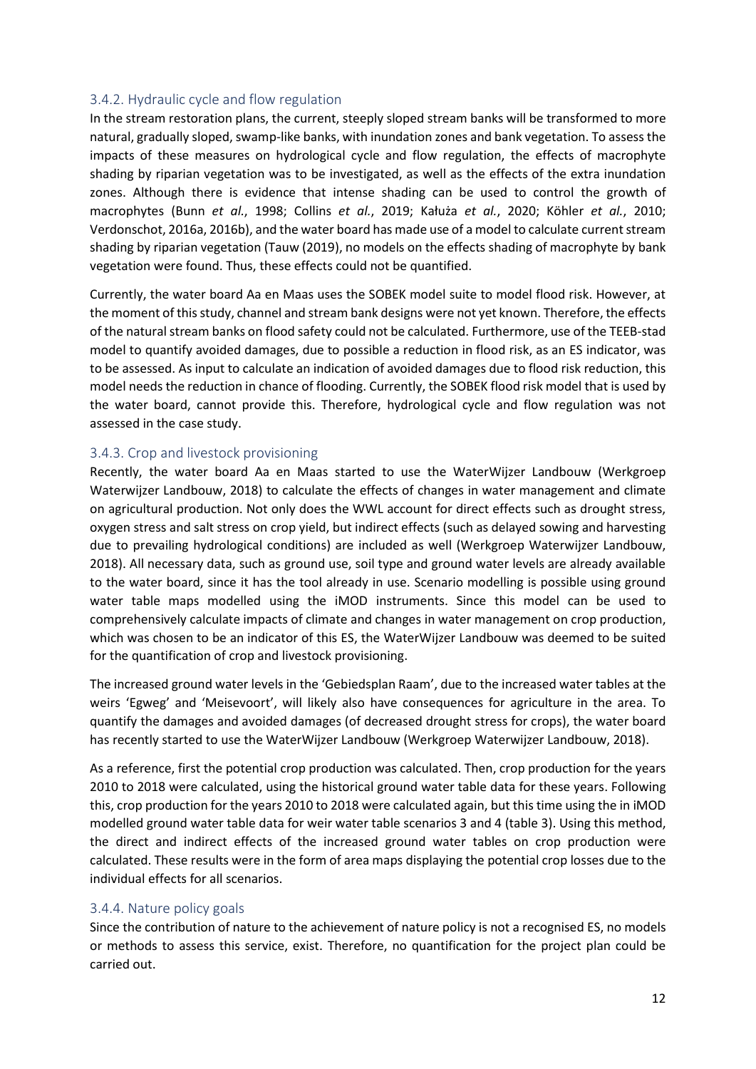### 3.4.2. Hydraulic cycle and flow regulation

In the stream restoration plans, the current, steeply sloped stream banks will be transformed to more natural, gradually sloped, swamp-like banks, with inundation zones and bank vegetation. To assess the impacts of these measures on hydrological cycle and flow regulation, the effects of macrophyte shading by riparian vegetation was to be investigated, as well as the effects of the extra inundation zones. Although there is evidence that intense shading can be used to control the growth of macrophytes (Bunn *et al.*, 1998; Collins *et al.*, 2019; Kałuża *et al.*, 2020; Köhler *et al.*, 2010; Verdonschot, 2016a, 2016b), and the water board has made use of a model to calculate current stream shading by riparian vegetation (Tauw (2019), no models on the effects shading of macrophyte by bank vegetation were found. Thus, these effects could not be quantified.

Currently, the water board Aa en Maas uses the SOBEK model suite to model flood risk. However, at the moment of this study, channel and stream bank designs were not yet known. Therefore, the effects of the natural stream banks on flood safety could not be calculated. Furthermore, use of the TEEB-stad model to quantify avoided damages, due to possible a reduction in flood risk, as an ES indicator, was to be assessed. As input to calculate an indication of avoided damages due to flood risk reduction, this model needs the reduction in chance of flooding. Currently, the SOBEK flood risk model that is used by the water board, cannot provide this. Therefore, hydrological cycle and flow regulation was not assessed in the case study.

### 3.4.3. Crop and livestock provisioning

Recently, the water board Aa en Maas started to use the WaterWijzer Landbouw (Werkgroep Waterwijzer Landbouw, 2018) to calculate the effects of changes in water management and climate on agricultural production. Not only does the WWL account for direct effects such as drought stress, oxygen stress and salt stress on crop yield, but indirect effects (such as delayed sowing and harvesting due to prevailing hydrological conditions) are included as well (Werkgroep Waterwijzer Landbouw, 2018). All necessary data, such as ground use, soil type and ground water levels are already available to the water board, since it has the tool already in use. Scenario modelling is possible using ground water table maps modelled using the iMOD instruments. Since this model can be used to comprehensively calculate impacts of climate and changes in water management on crop production, which was chosen to be an indicator of this ES, the WaterWijzer Landbouw was deemed to be suited for the quantification of crop and livestock provisioning.

The increased ground water levels in the 'Gebiedsplan Raam', due to the increased water tables at the weirs 'Egweg' and 'Meisevoort', will likely also have consequences for agriculture in the area. To quantify the damages and avoided damages (of decreased drought stress for crops), the water board has recently started to use the WaterWijzer Landbouw (Werkgroep Waterwijzer Landbouw, 2018).

As a reference, first the potential crop production was calculated. Then, crop production for the years 2010 to 2018 were calculated, using the historical ground water table data for these years. Following this, crop production for the years 2010 to 2018 were calculated again, but this time using the in iMOD modelled ground water table data for weir water table scenarios 3 and 4 (table 3). Using this method, the direct and indirect effects of the increased ground water tables on crop production were calculated. These results were in the form of area maps displaying the potential crop losses due to the individual effects for all scenarios.

### 3.4.4. Nature policy goals

Since the contribution of nature to the achievement of nature policy is not a recognised ES, no models or methods to assess this service, exist. Therefore, no quantification for the project plan could be carried out.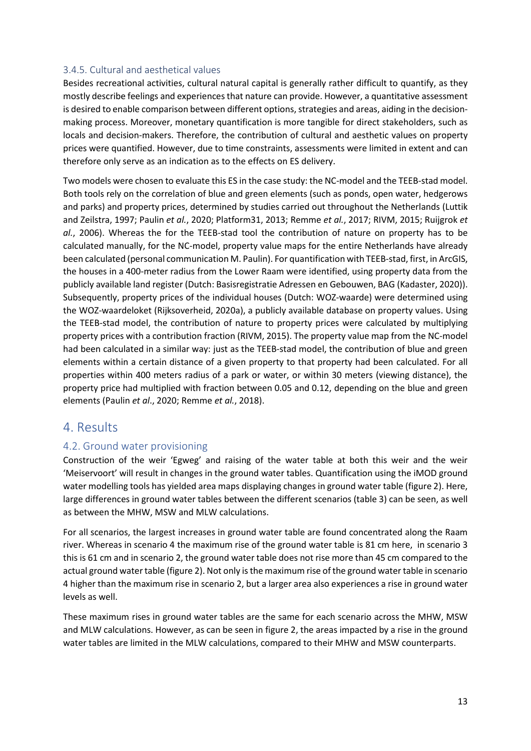### 3.4.5. Cultural and aesthetical values

Besides recreational activities, cultural natural capital is generally rather difficult to quantify, as they mostly describe feelings and experiences that nature can provide. However, a quantitative assessment is desired to enable comparison between different options, strategies and areas, aiding in the decision-making process. Moreover, monetary quantification is more tangible for direct stakeholders, such as locals and decision-makers. Therefore, the contribution of cultural and aesthetic values on property prices were quantified. However, due to time constraints, assessments were limited in extent and can therefore only serve as an indication as to the effects on ES delivery.

Two models were chosen to evaluate this ES in the case study: the NC-model and the TEEB-stad model. Both tools rely on the correlation of blue and green elements (such as ponds, open water, hedgerows and parks) and property prices, determined by studies carried out throughout the Netherlands (Luttik and Zeilstra, 1997; Paulin *et al.*, 2020; Platform31, 2013; Remme *et al.*, 2017; RIVM, 2015; Ruijgrok *et al.*, 2006). Whereas the for the TEEB-stad tool the contribution of nature on property has to be calculated manually, for the NC-model, property value maps for the entire Netherlands have already been calculated (personal communication M. Paulin). For quantification with TEEB-stad, first, in ArcGIS, the houses in a 400-meter radius from the Lower Raam were identified, using property data from the publicly available land register (Dutch: Basisregistratie Adressen en Gebouwen, BAG (Kadaster, 2020)). Subsequently, property prices of the individual houses (Dutch: WOZ-waarde) were determined using the WOZ-waardeloket (Rijksoverheid, 2020a), a publicly available database on property values. Using the TEEB-stad model, the contribution of nature to property prices were calculated by multiplying property prices with a contribution fraction (RIVM, 2015). The property value map from the NC-model had been calculated in a similar way: just as the TEEB-stad model, the contribution of blue and green elements within a certain distance of a given property to that property had been calculated. For all properties within 400 meters radius of a park or water, or within 30 meters (viewing distance), the property price had multiplied with fraction between 0.05 and 0.12, depending on the blue and green elements (Paulin *et al*., 2020; Remme *et al.*, 2018).

# 4. Results

## 4.2. Ground water provisioning

Construction of the weir 'Egweg' and raising of the water table at both this weir and the weir 'Meiservoort' will result in changes in the ground water tables. Quantification using the iMOD ground water modelling tools has yielded area maps displaying changes in ground water table (figure 2). Here, large differences in ground water tables between the different scenarios (table 3) can be seen, as well as between the MHW, MSW and MLW calculations.

For all scenarios, the largest increases in ground water table are found concentrated along the Raam river. Whereas in scenario 4 the maximum rise of the ground water table is 81 cm here, in scenario 3 this is 61 cm and in scenario 2, the ground water table does not rise more than 45 cm compared to the actual ground water table (figure 2). Not only is the maximum rise of the ground water table in scenario 4 higher than the maximum rise in scenario 2, but a larger area also experiences a rise in ground water levels as well.

These maximum rises in ground water tables are the same for each scenario across the MHW, MSW and MLW calculations. However, as can be seen in figure 2, the areas impacted by a rise in the ground water tables are limited in the MLW calculations, compared to their MHW and MSW counterparts.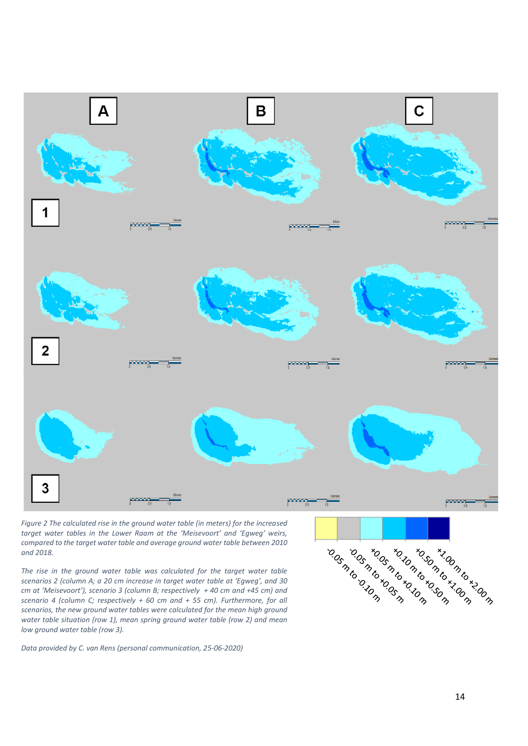*Figure 2 The calculated rise in the ground water table (in meters) for the increased target water tables in the Lower Raam at the 'Meisevoort' and 'Egweg' weirs, compared to the target water table and average ground water table between 2010 and 2018.*

*The rise in the ground water table was calculated for the target water table scenarios 2 (column A; a 20 cm increase in target water table at 'Egweg', and 30 cm at 'Meisevoort'), scenario 3 (column B; respectively + 40 cm and +45 cm) and scenario 4 (column C; respectively at + 60 cm and + 55 cm). Furthermore, for all scenarios, the new ground water tables were calculated for the mean high ground water table situation (row 1), mean spring ground water table (row 2) and mean low ground water table (row 3).*

*Data provided by C. van Rens (personal communication, 25-06-2020)*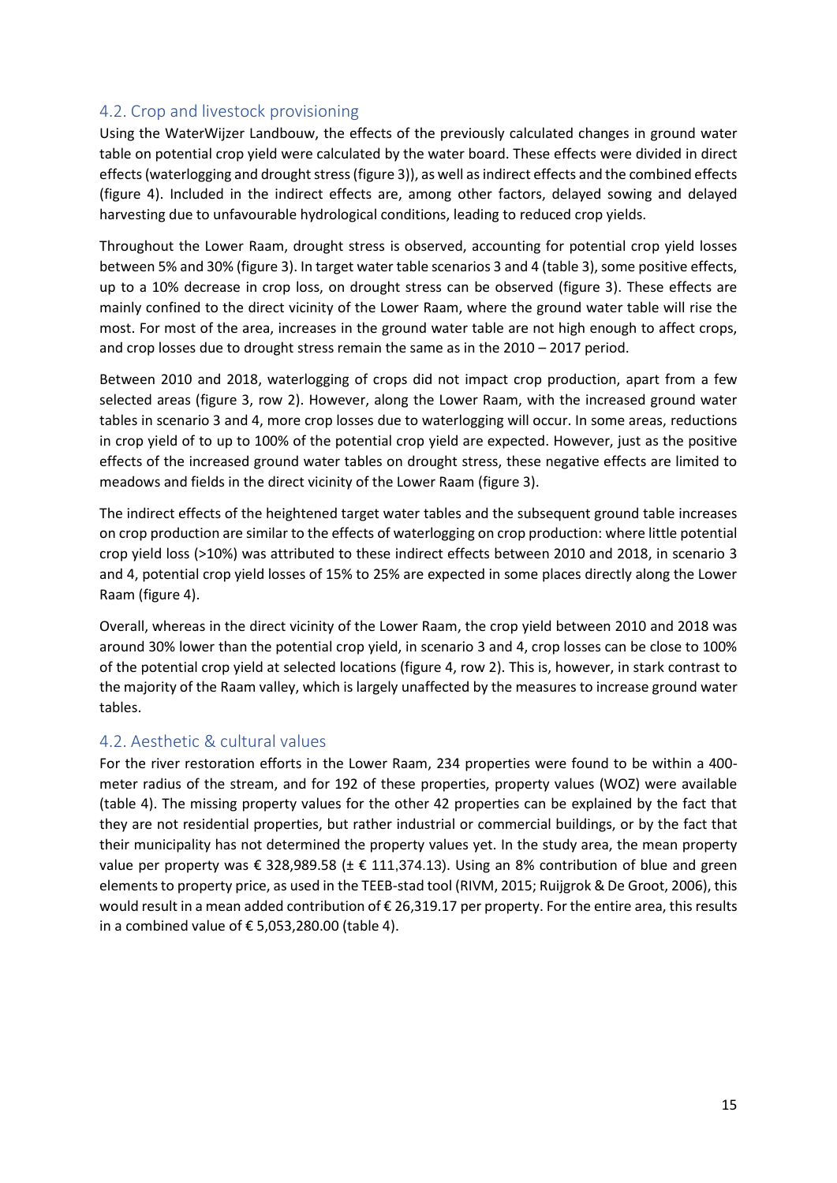## 4.2. Crop and livestock provisioning

Using the WaterWijzer Landbouw, the effects of the previously calculated changes in ground water table on potential crop yield were calculated by the water board. These effects were divided in direct effects (waterlogging and drought stress (figure 3)), as well as indirect effects and the combined effects (figure 4). Included in the indirect effects are, among other factors, delayed sowing and delayed harvesting due to unfavourable hydrological conditions, leading to reduced crop yields.

Throughout the Lower Raam, drought stress is observed, accounting for potential crop yield losses between 5% and 30% (figure 3). In target water table scenarios 3 and 4 (table 3), some positive effects, up to a 10% decrease in crop loss, on drought stress can be observed (figure 3). These effects are mainly confined to the direct vicinity of the Lower Raam, where the ground water table will rise the most. For most of the area, increases in the ground water table are not high enough to affect crops, and crop losses due to drought stress remain the same as in the 2010 – 2017 period.

Between 2010 and 2018, waterlogging of crops did not impact crop production, apart from a few selected areas (figure 3, row 2). However, along the Lower Raam, with the increased ground water tables in scenario 3 and 4, more crop losses due to waterlogging will occur. In some areas, reductions in crop yield of to up to 100% of the potential crop yield are expected. However, just as the positive effects of the increased ground water tables on drought stress, these negative effects are limited to meadows and fields in the direct vicinity of the Lower Raam (figure 3).

The indirect effects of the heightened target water tables and the subsequent ground table increases on crop production are similar to the effects of waterlogging on crop production: where little potential crop yield loss (>10%) was attributed to these indirect effects between 2010 and 2018, in scenario 3 and 4, potential crop yield losses of 15% to 25% are expected in some places directly along the Lower Raam (figure 4).

Overall, whereas in the direct vicinity of the Lower Raam, the crop yield between 2010 and 2018 was around 30% lower than the potential crop yield, in scenario 3 and 4, crop losses can be close to 100% of the potential crop yield at selected locations (figure 4, row 2). This is, however, in stark contrast to the majority of the Raam valley, which is largely unaffected by the measures to increase ground water tables.

## 4.2. Aesthetic & cultural values

For the river restoration efforts in the Lower Raam, 234 properties were found to be within a 400-meter radius of the stream, and for 192 of these properties, property values (WOZ) were available (table 4). The missing property values for the other 42 properties can be explained by the fact that they are not residential properties, but rather industrial or commercial buildings, or by the fact that their municipality has not determined the property values yet. In the study area, the mean property value per property was € 328,989.58 (± € 111,374.13). Using an 8% contribution of blue and green elements to property price, as used in the TEEB-stad tool (RIVM, 2015; Ruijgrok & De Groot, 2006), this would result in a mean added contribution of € 26,319.17 per property. For the entire area, this results in a combined value of € 5,053,280.00 (table 4).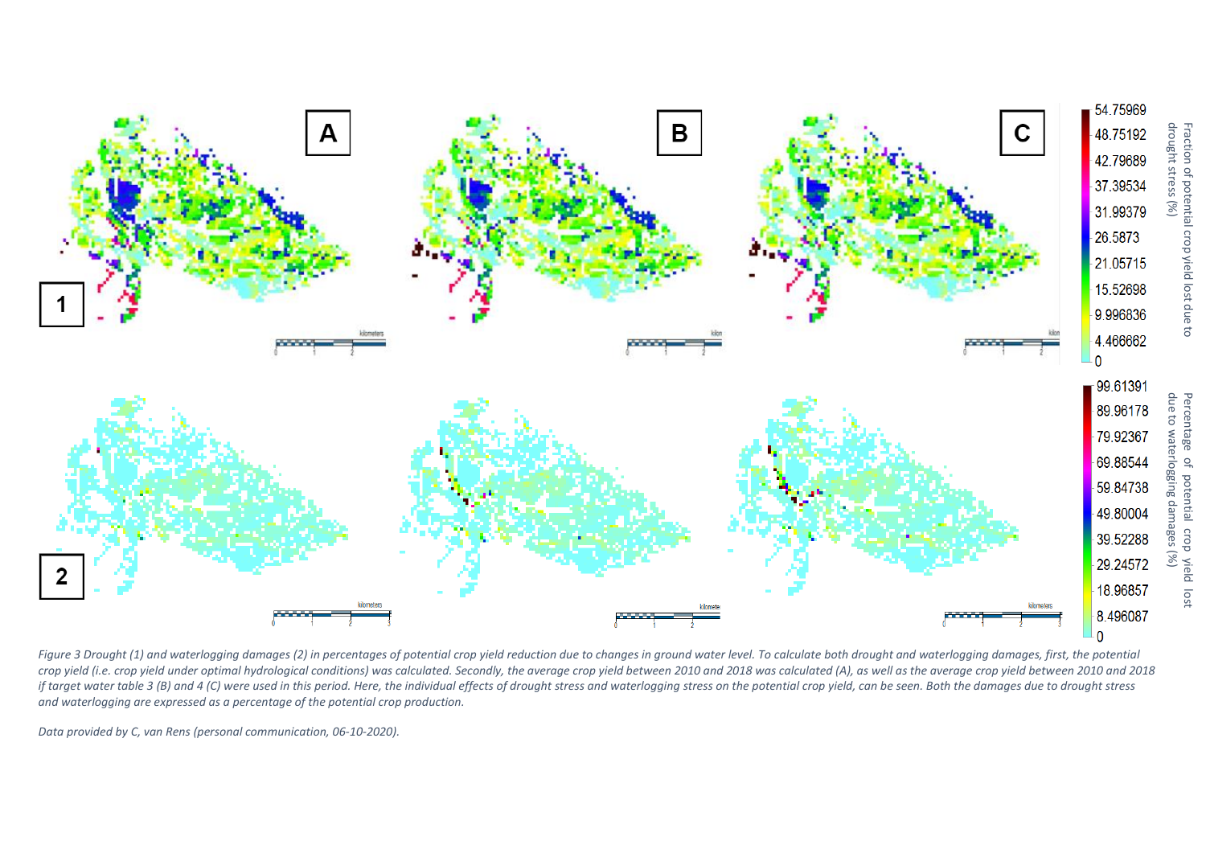*Figure 3 Drought (1) and waterlogging damages (2) in percentages of potential crop yield reduction due to changes in ground water level. To calculate both drought and waterlogging damages, first, the potential crop yield (i.e. crop yield under optimal hydrological conditions) was calculated. Secondly, the average crop yield between 2010 and 2018 was calculated (A), as well as the average crop yield between 2010 and 2018 if target water table 3 (B) and 4 (C) were used in this period. Here, the individual effects of drought stress and waterlogging stress on the potential crop yield, can be seen. Both the damages due to drought stress and waterlogging are expressed as a percentage of the potential crop production.*

*Data provided by C, van Rens (personal communication, 06-10-2020).*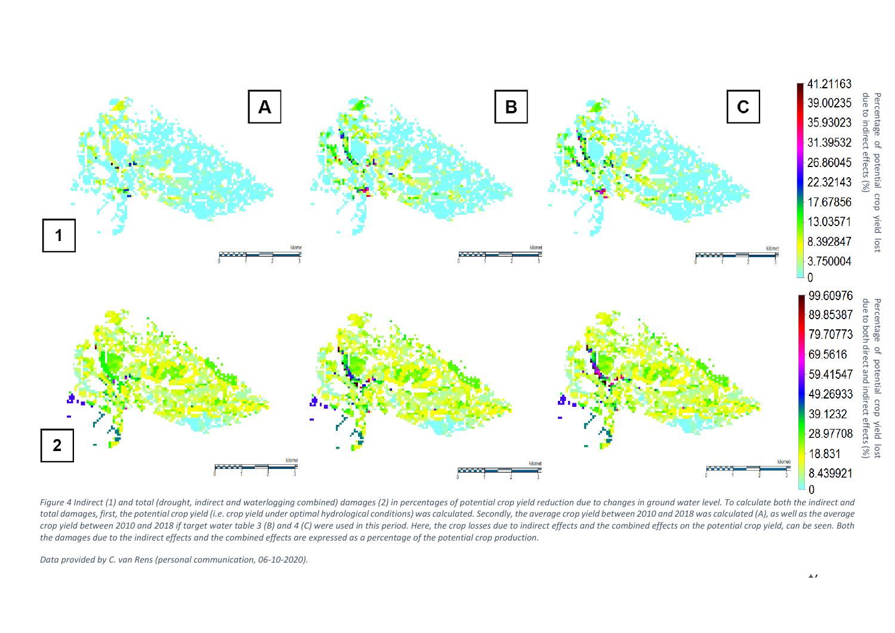*Figure 4 Indirect (1) and total (drought, indirect and waterlogging combined) damages (2) in percentages of potential crop yield reduction due to changes in ground water level. To calculate both the indirect and total damages, first, the potential crop yield (i.e. crop yield under optimal hydrological conditions) was calculated. Secondly, the average crop yield between 2010 and 2018 was calculated (A), as well as the average crop yield between 2010 and 2018 if target water table 3 (B) and 4 (C) were used in this period. Here, the crop losses due to indirect effects and the combined effects on the potential crop yield, can be seen. Both the damages due to the indirect effects and the combined effects are expressed as a percentage of the potential crop production.*

*Data provided by C. van Rens (personal communication, 06-10-2020).*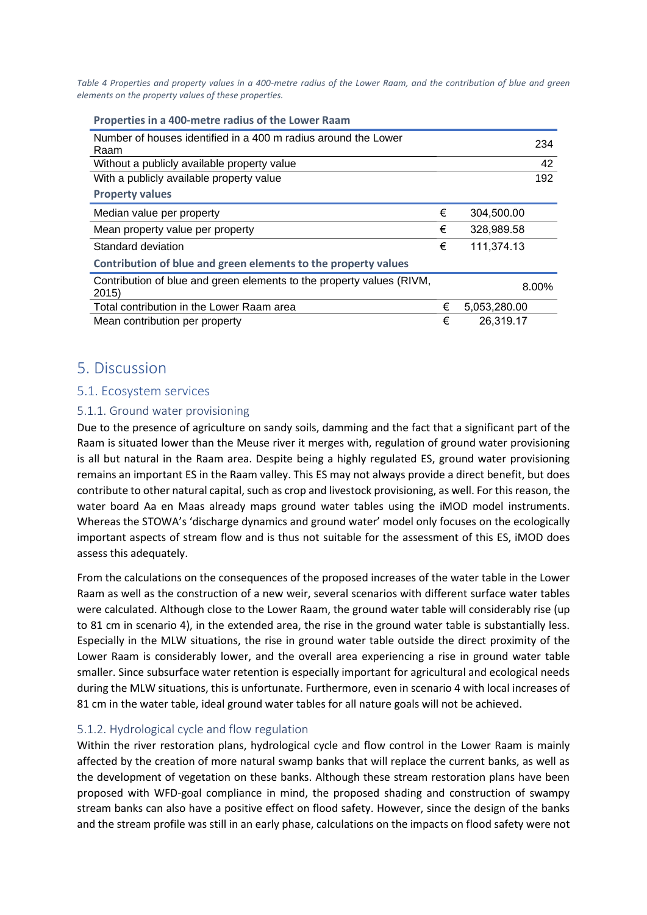*Table 4 Properties and property values in a 400-metre radius of the Lower Raam, and the contribution of blue and green elements on the property values of these properties.*

| **Properties in a 400-metre radius of the Lower Raam** | | |
|---|---|---|
| Number of houses identified in a 400 m radius around the Lower Raam | | 234 |
| Without a publicly available property value | | 42 |
| With a publicly available property value | | 192 |
| **Property values** | | |
| Median value per property | € | 304,500.00 |
| Mean property value per property | € | 328,989.58 |
| Standard deviation | € | 111,374.13 |
| **Contribution of blue and green elements to the property values** | | |
| Contribution of blue and green elements to the property values (RIVM, 2015) | | 8.00% |
| Total contribution in the Lower Raam area | € | 5,053,280.00 |
| Mean contribution per property | € | 26,319.17 |

# 5. Discussion

## 5.1. Ecosystem services

### 5.1.1. Ground water provisioning

Due to the presence of agriculture on sandy soils, damming and the fact that a significant part of the Raam is situated lower than the Meuse river it merges with, regulation of ground water provisioning is all but natural in the Raam area. Despite being a highly regulated ES, ground water provisioning remains an important ES in the Raam valley. This ES may not always provide a direct benefit, but does contribute to other natural capital, such as crop and livestock provisioning, as well. For this reason, the water board Aa en Maas already maps ground water tables using the iMOD model instruments. Whereas the STOWA's 'discharge dynamics and ground water' model only focuses on the ecologically important aspects of stream flow and is thus not suitable for the assessment of this ES, iMOD does assess this adequately.

From the calculations on the consequences of the proposed increases of the water table in the Lower Raam as well as the construction of a new weir, several scenarios with different surface water tables were calculated. Although close to the Lower Raam, the ground water table will considerably rise (up to 81 cm in scenario 4), in the extended area, the rise in the ground water table is substantially less. Especially in the MLW situations, the rise in ground water table outside the direct proximity of the Lower Raam is considerably lower, and the overall area experiencing a rise in ground water table smaller. Since subsurface water retention is especially important for agricultural and ecological needs during the MLW situations, this is unfortunate. Furthermore, even in scenario 4 with local increases of 81 cm in the water table, ideal ground water tables for all nature goals will not be achieved.

### 5.1.2. Hydrological cycle and flow regulation

Within the river restoration plans, hydrological cycle and flow control in the Lower Raam is mainly affected by the creation of more natural swamp banks that will replace the current banks, as well as the development of vegetation on these banks. Although these stream restoration plans have been proposed with WFD-goal compliance in mind, the proposed shading and construction of swampy stream banks can also have a positive effect on flood safety. However, since the design of the banks and the stream profile was still in an early phase, calculations on the impacts on flood safety were not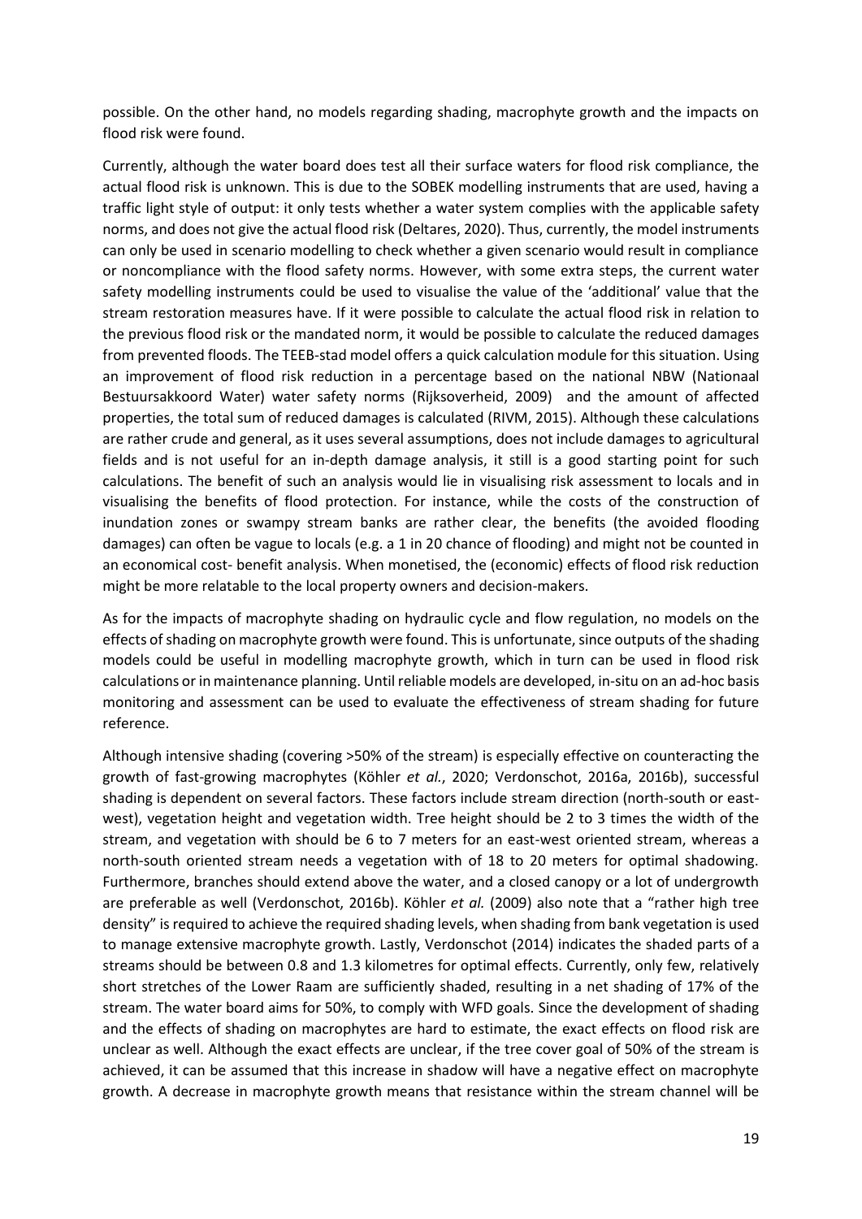possible. On the other hand, no models regarding shading, macrophyte growth and the impacts on flood risk were found.

Currently, although the water board does test all their surface waters for flood risk compliance, the actual flood risk is unknown. This is due to the SOBEK modelling instruments that are used, having a traffic light style of output: it only tests whether a water system complies with the applicable safety norms, and does not give the actual flood risk (Deltares, 2020). Thus, currently, the model instruments can only be used in scenario modelling to check whether a given scenario would result in compliance or noncompliance with the flood safety norms. However, with some extra steps, the current water safety modelling instruments could be used to visualise the value of the 'additional' value that the stream restoration measures have. If it were possible to calculate the actual flood risk in relation to the previous flood risk or the mandated norm, it would be possible to calculate the reduced damages from prevented floods. The TEEB-stad model offers a quick calculation module for this situation. Using an improvement of flood risk reduction in a percentage based on the national NBW (Nationaal Bestuursakkoord Water) water safety norms (Rijksoverheid, 2009) and the amount of affected properties, the total sum of reduced damages is calculated (RIVM, 2015). Although these calculations are rather crude and general, as it uses several assumptions, does not include damages to agricultural fields and is not useful for an in-depth damage analysis, it still is a good starting point for such calculations. The benefit of such an analysis would lie in visualising risk assessment to locals and in visualising the benefits of flood protection. For instance, while the costs of the construction of inundation zones or swampy stream banks are rather clear, the benefits (the avoided flooding damages) can often be vague to locals (e.g. a 1 in 20 chance of flooding) and might not be counted in an economical cost- benefit analysis. When monetised, the (economic) effects of flood risk reduction might be more relatable to the local property owners and decision-makers.

As for the impacts of macrophyte shading on hydraulic cycle and flow regulation, no models on the effects of shading on macrophyte growth were found. This is unfortunate, since outputs of the shading models could be useful in modelling macrophyte growth, which in turn can be used in flood risk calculations or in maintenance planning. Until reliable models are developed, in-situ on an ad-hoc basis monitoring and assessment can be used to evaluate the effectiveness of stream shading for future reference.

Although intensive shading (covering >50% of the stream) is especially effective on counteracting the growth of fast-growing macrophytes (Köhler *et al.*, 2020; Verdonschot, 2016a, 2016b), successful shading is dependent on several factors. These factors include stream direction (north-south or east-west), vegetation height and vegetation width. Tree height should be 2 to 3 times the width of the stream, and vegetation with should be 6 to 7 meters for an east-west oriented stream, whereas a north-south oriented stream needs a vegetation with of 18 to 20 meters for optimal shadowing. Furthermore, branches should extend above the water, and a closed canopy or a lot of undergrowth are preferable as well (Verdonschot, 2016b). Köhler *et al.* (2009) also note that a "rather high tree density" is required to achieve the required shading levels, when shading from bank vegetation is used to manage extensive macrophyte growth. Lastly, Verdonschot (2014) indicates the shaded parts of a streams should be between 0.8 and 1.3 kilometres for optimal effects. Currently, only few, relatively short stretches of the Lower Raam are sufficiently shaded, resulting in a net shading of 17% of the stream. The water board aims for 50%, to comply with WFD goals. Since the development of shading and the effects of shading on macrophytes are hard to estimate, the exact effects on flood risk are unclear as well. Although the exact effects are unclear, if the tree cover goal of 50% of the stream is achieved, it can be assumed that this increase in shadow will have a negative effect on macrophyte growth. A decrease in macrophyte growth means that resistance within the stream channel will be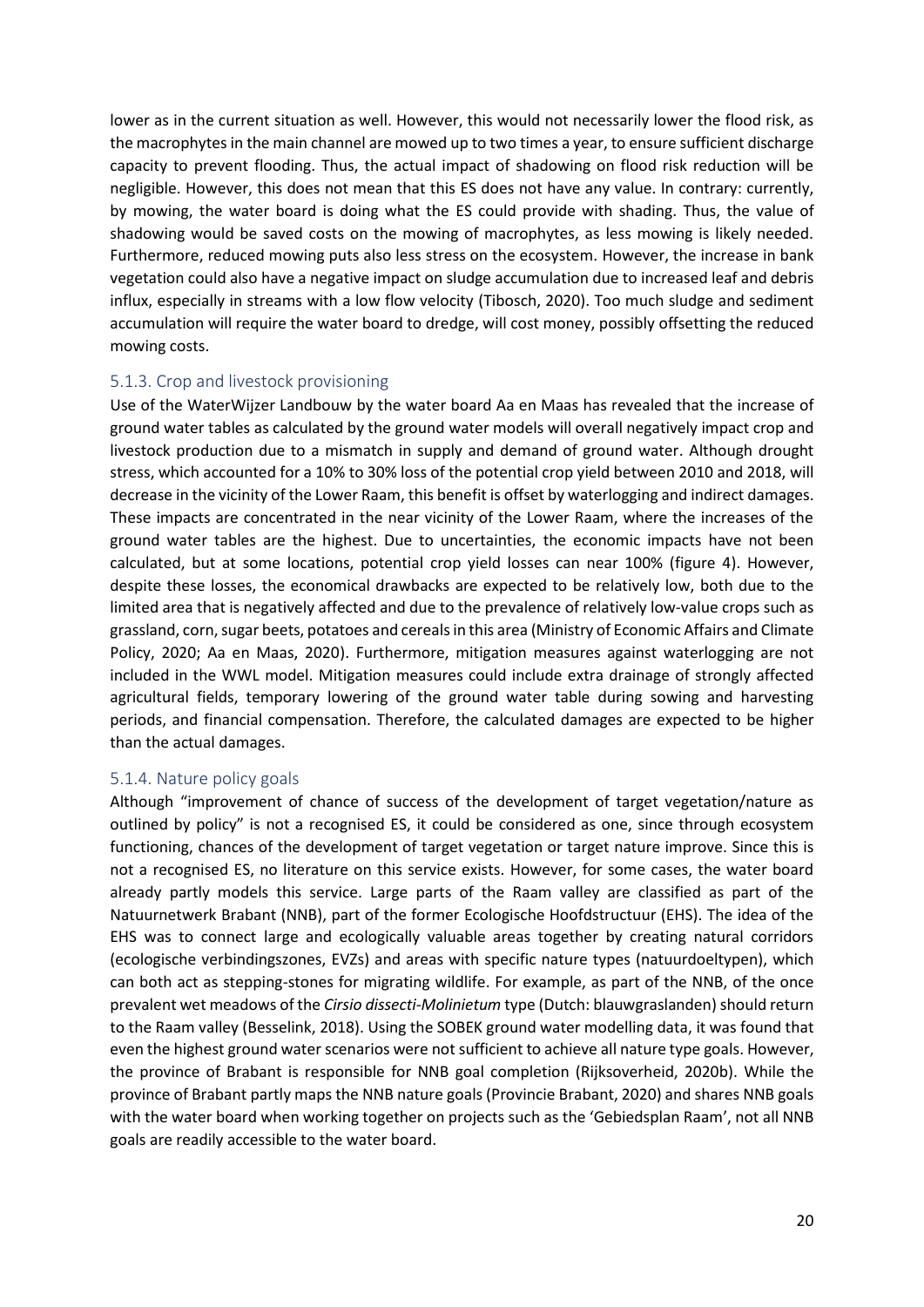lower as in the current situation as well. However, this would not necessarily lower the flood risk, as the macrophytes in the main channel are mowed up to two times a year, to ensure sufficient discharge capacity to prevent flooding. Thus, the actual impact of shadowing on flood risk reduction will be negligible. However, this does not mean that this ES does not have any value. In contrary: currently, by mowing, the water board is doing what the ES could provide with shading. Thus, the value of shadowing would be saved costs on the mowing of macrophytes, as less mowing is likely needed. Furthermore, reduced mowing puts also less stress on the ecosystem. However, the increase in bank vegetation could also have a negative impact on sludge accumulation due to increased leaf and debris influx, especially in streams with a low flow velocity (Tibosch, 2020). Too much sludge and sediment accumulation will require the water board to dredge, will cost money, possibly offsetting the reduced mowing costs.

### 5.1.3. Crop and livestock provisioning

Use of the WaterWijzer Landbouw by the water board Aa en Maas has revealed that the increase of ground water tables as calculated by the ground water models will overall negatively impact crop and livestock production due to a mismatch in supply and demand of ground water. Although drought stress, which accounted for a 10% to 30% loss of the potential crop yield between 2010 and 2018, will decrease in the vicinity of the Lower Raam, this benefit is offset by waterlogging and indirect damages. These impacts are concentrated in the near vicinity of the Lower Raam, where the increases of the ground water tables are the highest. Due to uncertainties, the economic impacts have not been calculated, but at some locations, potential crop yield losses can near 100% (figure 4). However, despite these losses, the economical drawbacks are expected to be relatively low, both due to the limited area that is negatively affected and due to the prevalence of relatively low-value crops such as grassland, corn, sugar beets, potatoes and cereals in this area (Ministry of Economic Affairs and Climate Policy, 2020; Aa en Maas, 2020). Furthermore, mitigation measures against waterlogging are not included in the WWL model. Mitigation measures could include extra drainage of strongly affected agricultural fields, temporary lowering of the ground water table during sowing and harvesting periods, and financial compensation. Therefore, the calculated damages are expected to be higher than the actual damages.

### 5.1.4. Nature policy goals

Although "improvement of chance of success of the development of target vegetation/nature as outlined by policy" is not a recognised ES, it could be considered as one, since through ecosystem functioning, chances of the development of target vegetation or target nature improve. Since this is not a recognised ES, no literature on this service exists. However, for some cases, the water board already partly models this service. Large parts of the Raam valley are classified as part of the Natuurnetwerk Brabant (NNB), part of the former Ecologische Hoofdstructuur (EHS). The idea of the EHS was to connect large and ecologically valuable areas together by creating natural corridors (ecologische verbindingszones, EVZs) and areas with specific nature types (natuurdoeltypen), which can both act as stepping-stones for migrating wildlife. For example, as part of the NNB, of the once prevalent wet meadows of the *Cirsio dissecti-Molinietum* type (Dutch: blauwgraslanden) should return to the Raam valley (Besselink, 2018). Using the SOBEK ground water modelling data, it was found that even the highest ground water scenarios were not sufficient to achieve all nature type goals. However, the province of Brabant is responsible for NNB goal completion (Rijksoverheid, 2020b). While the province of Brabant partly maps the NNB nature goals (Provincie Brabant, 2020) and shares NNB goals with the water board when working together on projects such as the 'Gebiedsplan Raam', not all NNB goals are readily accessible to the water board.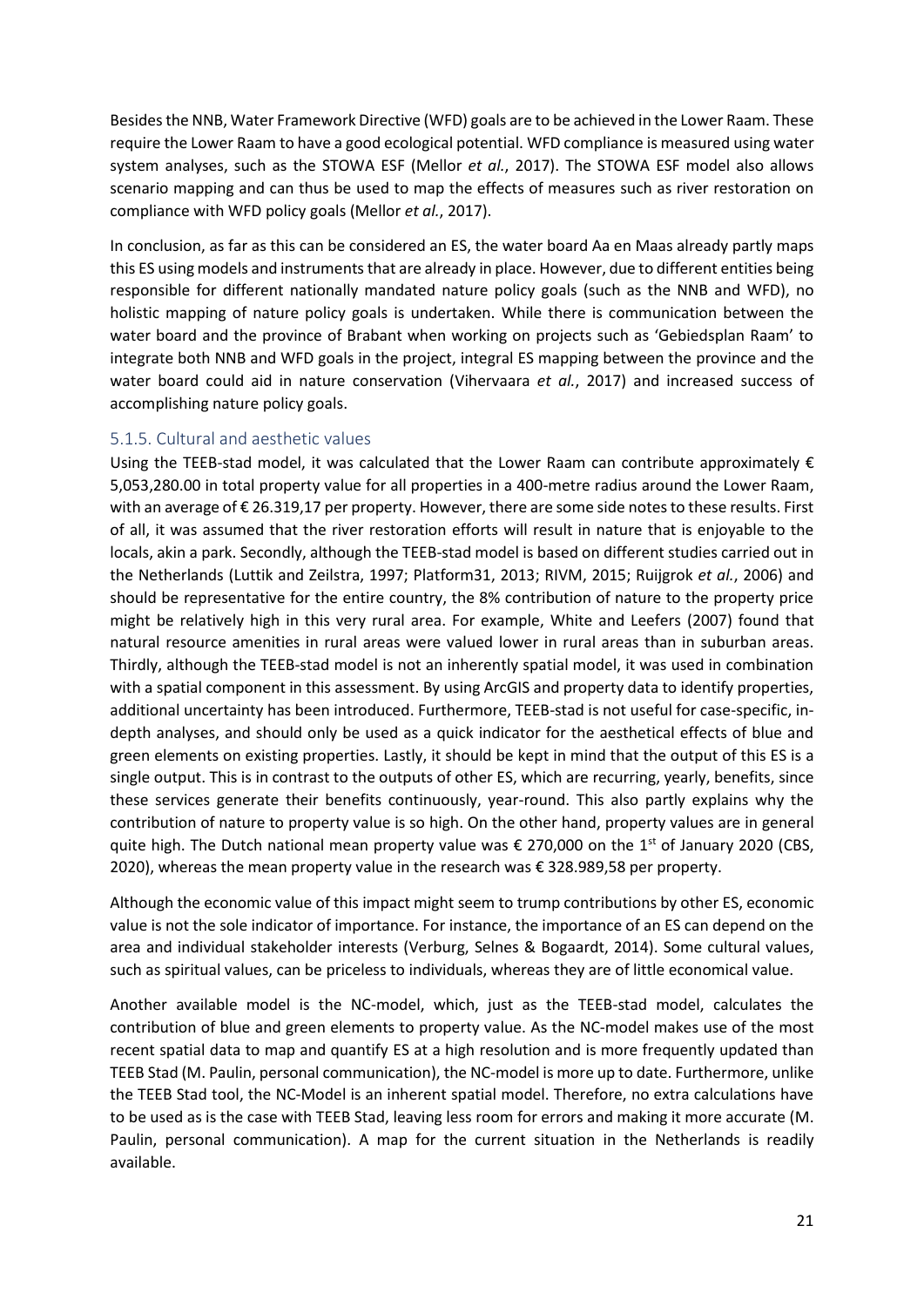Besides the NNB, Water Framework Directive (WFD) goals are to be achieved in the Lower Raam. These require the Lower Raam to have a good ecological potential. WFD compliance is measured using water system analyses, such as the STOWA ESF (Mellor *et al.*, 2017). The STOWA ESF model also allows scenario mapping and can thus be used to map the effects of measures such as river restoration on compliance with WFD policy goals (Mellor *et al.*, 2017).

In conclusion, as far as this can be considered an ES, the water board Aa en Maas already partly maps this ES using models and instruments that are already in place. However, due to different entities being responsible for different nationally mandated nature policy goals (such as the NNB and WFD), no holistic mapping of nature policy goals is undertaken. While there is communication between the water board and the province of Brabant when working on projects such as 'Gebiedsplan Raam' to integrate both NNB and WFD goals in the project, integral ES mapping between the province and the water board could aid in nature conservation (Vihervaara *et al.*, 2017) and increased success of accomplishing nature policy goals.

### 5.1.5. Cultural and aesthetic values

Using the TEEB-stad model, it was calculated that the Lower Raam can contribute approximately € 5,053,280.00 in total property value for all properties in a 400-metre radius around the Lower Raam, with an average of € 26.319,17 per property. However, there are some side notes to these results. First of all, it was assumed that the river restoration efforts will result in nature that is enjoyable to the locals, akin a park. Secondly, although the TEEB-stad model is based on different studies carried out in the Netherlands (Luttik and Zeilstra, 1997; Platform31, 2013; RIVM, 2015; Ruijgrok *et al.*, 2006) and should be representative for the entire country, the 8% contribution of nature to the property price might be relatively high in this very rural area. For example, White and Leefers (2007) found that natural resource amenities in rural areas were valued lower in rural areas than in suburban areas. Thirdly, although the TEEB-stad model is not an inherently spatial model, it was used in combination with a spatial component in this assessment. By using ArcGIS and property data to identify properties, additional uncertainty has been introduced. Furthermore, TEEB-stad is not useful for case-specific, in-depth analyses, and should only be used as a quick indicator for the aesthetical effects of blue and green elements on existing properties. Lastly, it should be kept in mind that the output of this ES is a single output. This is in contrast to the outputs of other ES, which are recurring, yearly, benefits, since these services generate their benefits continuously, year-round. This also partly explains why the contribution of nature to property value is so high. On the other hand, property values are in general quite high. The Dutch national mean property value was € 270,000 on the 1st of January 2020 (CBS, 2020), whereas the mean property value in the research was € 328.989,58 per property.

Although the economic value of this impact might seem to trump contributions by other ES, economic value is not the sole indicator of importance. For instance, the importance of an ES can depend on the area and individual stakeholder interests (Verburg, Selnes & Bogaardt, 2014). Some cultural values, such as spiritual values, can be priceless to individuals, whereas they are of little economical value.

Another available model is the NC-model, which, just as the TEEB-stad model, calculates the contribution of blue and green elements to property value. As the NC-model makes use of the most recent spatial data to map and quantify ES at a high resolution and is more frequently updated than TEEB Stad (M. Paulin, personal communication), the NC-model is more up to date. Furthermore, unlike the TEEB Stad tool, the NC-Model is an inherent spatial model. Therefore, no extra calculations have to be used as is the case with TEEB Stad, leaving less room for errors and making it more accurate (M. Paulin, personal communication). A map for the current situation in the Netherlands is readily available.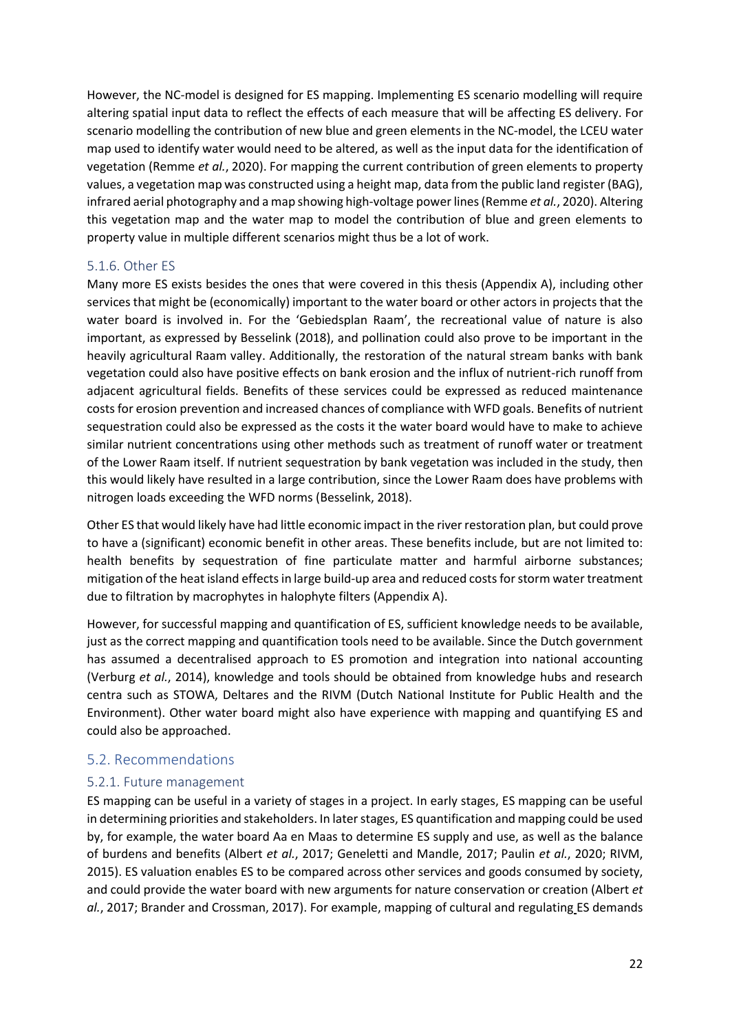However, the NC-model is designed for ES mapping. Implementing ES scenario modelling will require altering spatial input data to reflect the effects of each measure that will be affecting ES delivery. For scenario modelling the contribution of new blue and green elements in the NC-model, the LCEU water map used to identify water would need to be altered, as well as the input data for the identification of vegetation (Remme *et al.*, 2020). For mapping the current contribution of green elements to property values, a vegetation map was constructed using a height map, data from the public land register (BAG), infrared aerial photography and a map showing high-voltage power lines (Remme *et al.*, 2020). Altering this vegetation map and the water map to model the contribution of blue and green elements to property value in multiple different scenarios might thus be a lot of work.

### 5.1.6. Other ES

Many more ES exists besides the ones that were covered in this thesis (Appendix A), including other services that might be (economically) important to the water board or other actors in projects that the water board is involved in. For the 'Gebiedsplan Raam', the recreational value of nature is also important, as expressed by Besselink (2018), and pollination could also prove to be important in the heavily agricultural Raam valley. Additionally, the restoration of the natural stream banks with bank vegetation could also have positive effects on bank erosion and the influx of nutrient-rich runoff from adjacent agricultural fields. Benefits of these services could be expressed as reduced maintenance costs for erosion prevention and increased chances of compliance with WFD goals. Benefits of nutrient sequestration could also be expressed as the costs it the water board would have to make to achieve similar nutrient concentrations using other methods such as treatment of runoff water or treatment of the Lower Raam itself. If nutrient sequestration by bank vegetation was included in the study, then this would likely have resulted in a large contribution, since the Lower Raam does have problems with nitrogen loads exceeding the WFD norms (Besselink, 2018).

Other ES that would likely have had little economic impact in the river restoration plan, but could prove to have a (significant) economic benefit in other areas. These benefits include, but are not limited to: health benefits by sequestration of fine particulate matter and harmful airborne substances; mitigation of the heat island effects in large build-up area and reduced costs for storm water treatment due to filtration by macrophytes in halophyte filters (Appendix A).

However, for successful mapping and quantification of ES, sufficient knowledge needs to be available, just as the correct mapping and quantification tools need to be available. Since the Dutch government has assumed a decentralised approach to ES promotion and integration into national accounting (Verburg *et al.*, 2014), knowledge and tools should be obtained from knowledge hubs and research centra such as STOWA, Deltares and the RIVM (Dutch National Institute for Public Health and the Environment). Other water board might also have experience with mapping and quantifying ES and could also be approached.

## 5.2. Recommendations

### 5.2.1. Future management

ES mapping can be useful in a variety of stages in a project. In early stages, ES mapping can be useful in determining priorities and stakeholders. In later stages, ES quantification and mapping could be used by, for example, the water board Aa en Maas to determine ES supply and use, as well as the balance of burdens and benefits (Albert *et al.*, 2017; Geneletti and Mandle, 2017; Paulin *et al.*, 2020; RIVM, 2015). ES valuation enables ES to be compared across other services and goods consumed by society, and could provide the water board with new arguments for nature conservation or creation (Albert *et al.*, 2017; Brander and Crossman, 2017). For example, mapping of cultural and regulating ES demands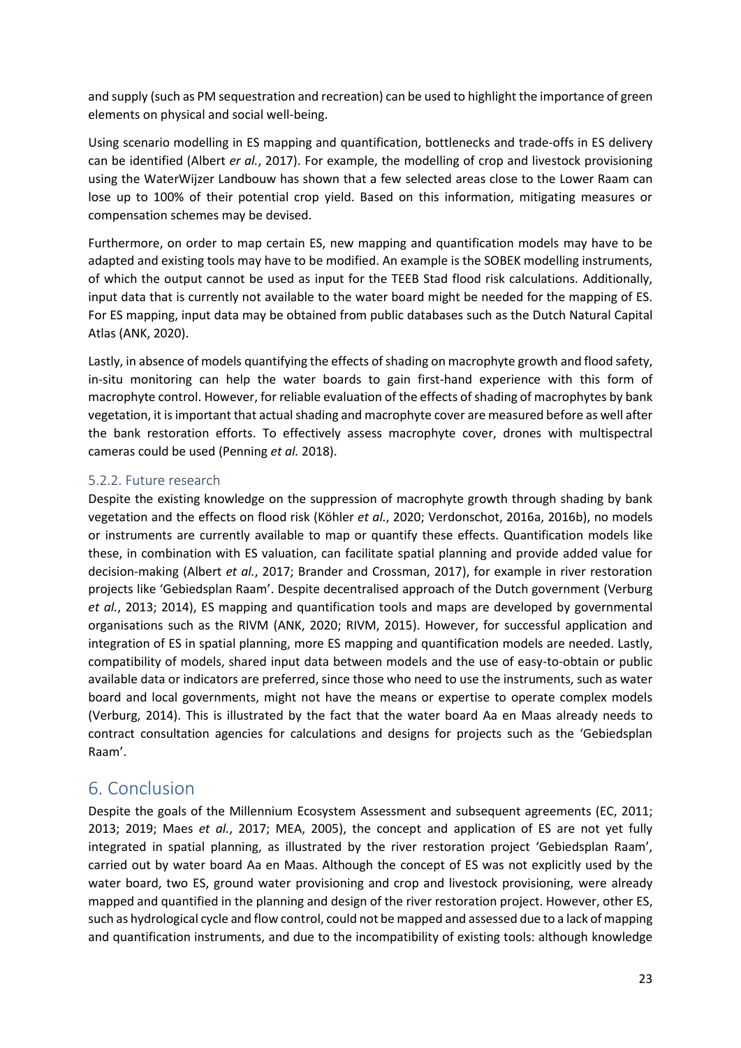and supply (such as PM sequestration and recreation) can be used to highlight the importance of green elements on physical and social well-being.

Using scenario modelling in ES mapping and quantification, bottlenecks and trade-offs in ES delivery can be identified (Albert *er al.*, 2017). For example, the modelling of crop and livestock provisioning using the WaterWijzer Landbouw has shown that a few selected areas close to the Lower Raam can lose up to 100% of their potential crop yield. Based on this information, mitigating measures or compensation schemes may be devised.

Furthermore, on order to map certain ES, new mapping and quantification models may have to be adapted and existing tools may have to be modified. An example is the SOBEK modelling instruments, of which the output cannot be used as input for the TEEB Stad flood risk calculations. Additionally, input data that is currently not available to the water board might be needed for the mapping of ES. For ES mapping, input data may be obtained from public databases such as the Dutch Natural Capital Atlas (ANK, 2020).

Lastly, in absence of models quantifying the effects of shading on macrophyte growth and flood safety, in-situ monitoring can help the water boards to gain first-hand experience with this form of macrophyte control. However, for reliable evaluation of the effects of shading of macrophytes by bank vegetation, it is important that actual shading and macrophyte cover are measured before as well after the bank restoration efforts. To effectively assess macrophyte cover, drones with multispectral cameras could be used (Penning *et al.* 2018).

### 5.2.2. Future research

Despite the existing knowledge on the suppression of macrophyte growth through shading by bank vegetation and the effects on flood risk (Köhler *et al.*, 2020; Verdonschot, 2016a, 2016b), no models or instruments are currently available to map or quantify these effects. Quantification models like these, in combination with ES valuation, can facilitate spatial planning and provide added value for decision-making (Albert *et al.*, 2017; Brander and Crossman, 2017), for example in river restoration projects like 'Gebiedsplan Raam'. Despite decentralised approach of the Dutch government (Verburg *et al.*, 2013; 2014), ES mapping and quantification tools and maps are developed by governmental organisations such as the RIVM (ANK, 2020; RIVM, 2015). However, for successful application and integration of ES in spatial planning, more ES mapping and quantification models are needed. Lastly, compatibility of models, shared input data between models and the use of easy-to-obtain or public available data or indicators are preferred, since those who need to use the instruments, such as water board and local governments, might not have the means or expertise to operate complex models (Verburg, 2014). This is illustrated by the fact that the water board Aa en Maas already needs to contract consultation agencies for calculations and designs for projects such as the 'Gebiedsplan Raam'.

## 6. Conclusion

Despite the goals of the Millennium Ecosystem Assessment and subsequent agreements (EC, 2011; 2013; 2019; Maes *et al.*, 2017; MEA, 2005), the concept and application of ES are not yet fully integrated in spatial planning, as illustrated by the river restoration project 'Gebiedsplan Raam', carried out by water board Aa en Maas. Although the concept of ES was not explicitly used by the water board, two ES, ground water provisioning and crop and livestock provisioning, were already mapped and quantified in the planning and design of the river restoration project. However, other ES, such as hydrological cycle and flow control, could not be mapped and assessed due to a lack of mapping and quantification instruments, and due to the incompatibility of existing tools: although knowledge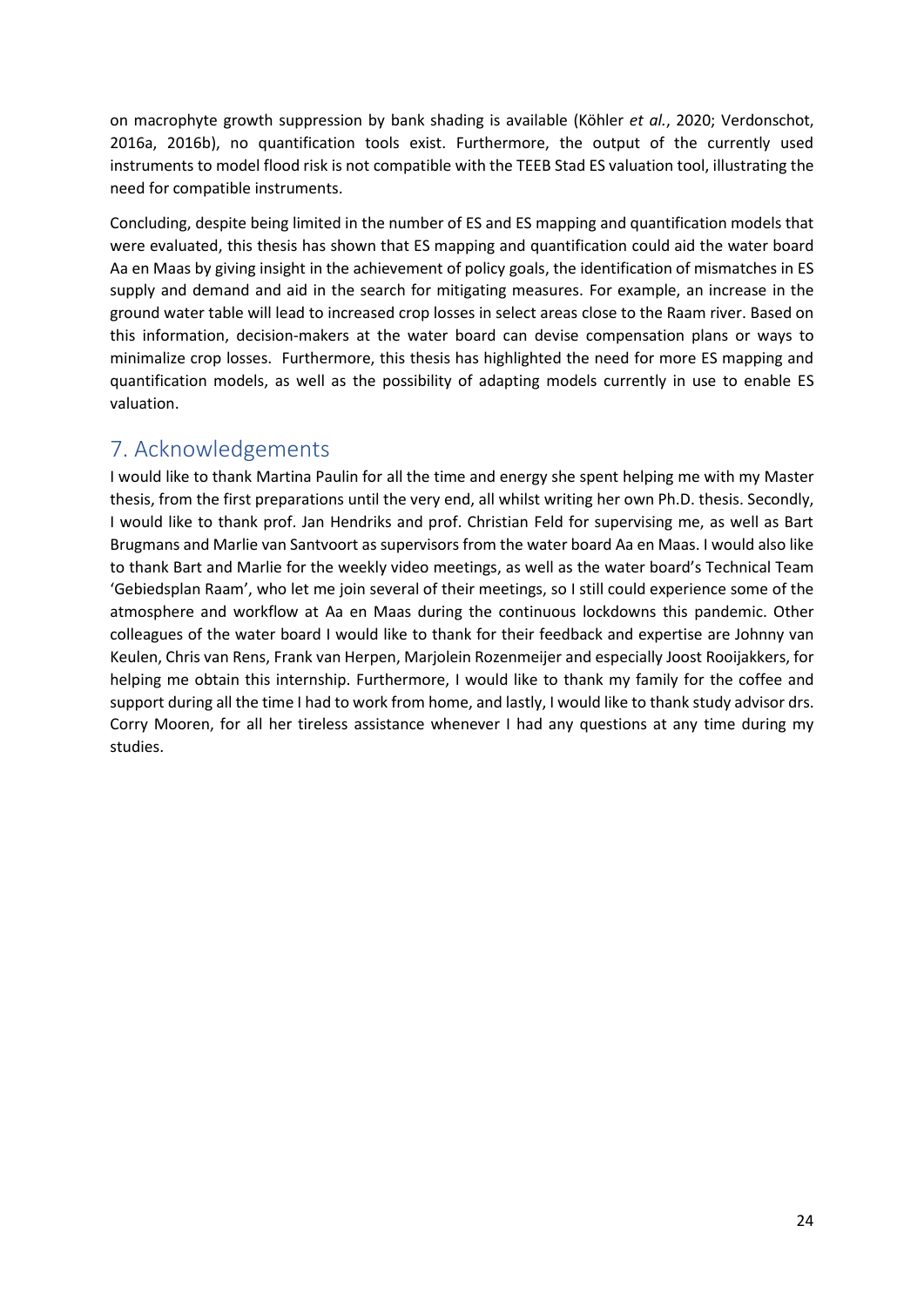on macrophyte growth suppression by bank shading is available (Köhler *et al.*, 2020; Verdonschot, 2016a, 2016b), no quantification tools exist. Furthermore, the output of the currently used instruments to model flood risk is not compatible with the TEEB Stad ES valuation tool, illustrating the need for compatible instruments.

Concluding, despite being limited in the number of ES and ES mapping and quantification models that were evaluated, this thesis has shown that ES mapping and quantification could aid the water board Aa en Maas by giving insight in the achievement of policy goals, the identification of mismatches in ES supply and demand and aid in the search for mitigating measures. For example, an increase in the ground water table will lead to increased crop losses in select areas close to the Raam river. Based on this information, decision-makers at the water board can devise compensation plans or ways to minimalize crop losses. Furthermore, this thesis has highlighted the need for more ES mapping and quantification models, as well as the possibility of adapting models currently in use to enable ES valuation.

# 7. Acknowledgements

I would like to thank Martina Paulin for all the time and energy she spent helping me with my Master thesis, from the first preparations until the very end, all whilst writing her own Ph.D. thesis. Secondly, I would like to thank prof. Jan Hendriks and prof. Christian Feld for supervising me, as well as Bart Brugmans and Marlie van Santvoort as supervisors from the water board Aa en Maas. I would also like to thank Bart and Marlie for the weekly video meetings, as well as the water board's Technical Team 'Gebiedsplan Raam', who let me join several of their meetings, so I still could experience some of the atmosphere and workflow at Aa en Maas during the continuous lockdowns this pandemic. Other colleagues of the water board I would like to thank for their feedback and expertise are Johnny van Keulen, Chris van Rens, Frank van Herpen, Marjolein Rozenmeijer and especially Joost Rooijakkers, for helping me obtain this internship. Furthermore, I would like to thank my family for the coffee and support during all the time I had to work from home, and lastly, I would like to thank study advisor drs. Corry Mooren, for all her tireless assistance whenever I had any questions at any time during my studies.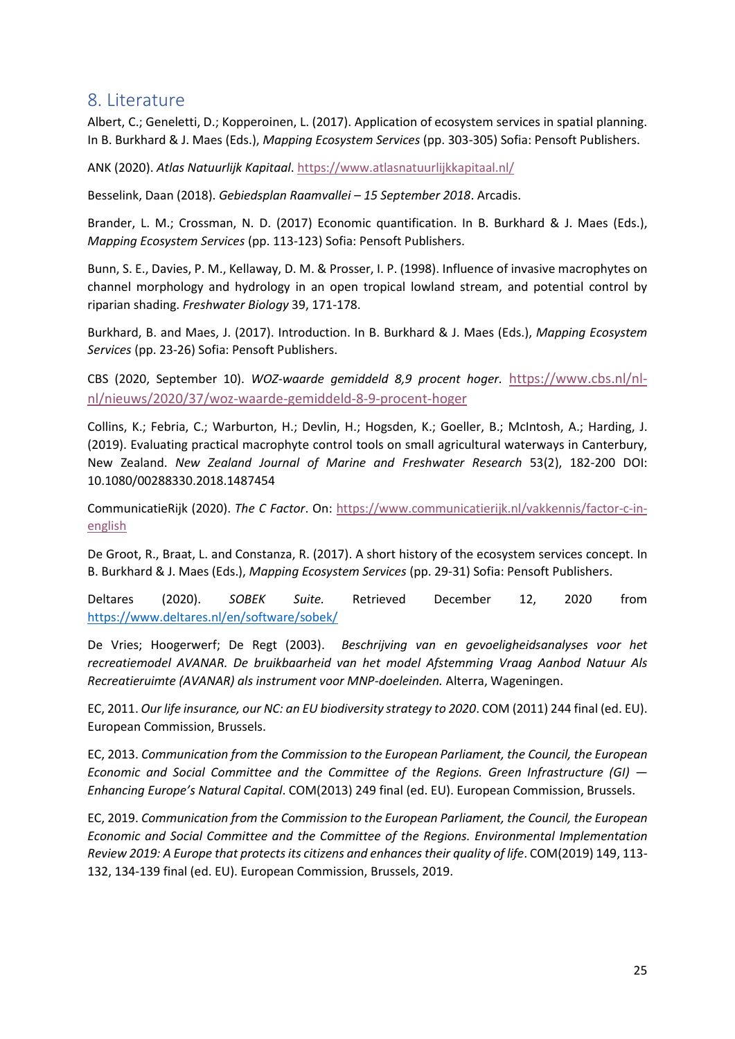## 8. Literature

Albert, C.; Geneletti, D.; Kopperoinen, L. (2017). Application of ecosystem services in spatial planning. In B. Burkhard & J. Maes (Eds.), *Mapping Ecosystem Services* (pp. 303-305) Sofia: Pensoft Publishers.

ANK (2020). *Atlas Natuurlijk Kapitaal*. https://www.atlasnatuurlijkkapitaal.nl/

Besselink, Daan (2018). *Gebiedsplan Raamvallei – 15 September 2018*. Arcadis.

Brander, L. M.; Crossman, N. D. (2017) Economic quantification. In B. Burkhard & J. Maes (Eds.), *Mapping Ecosystem Services* (pp. 113-123) Sofia: Pensoft Publishers.

Bunn, S. E., Davies, P. M., Kellaway, D. M. & Prosser, I. P. (1998). Influence of invasive macrophytes on channel morphology and hydrology in an open tropical lowland stream, and potential control by riparian shading. *Freshwater Biology* 39, 171-178.

Burkhard, B. and Maes, J. (2017). Introduction. In B. Burkhard & J. Maes (Eds.), *Mapping Ecosystem Services* (pp. 23-26) Sofia: Pensoft Publishers.

CBS (2020, September 10). *WOZ-waarde gemiddeld 8,9 procent hoger.* https://www.cbs.nl/nl-nl/nieuws/2020/37/woz-waarde-gemiddeld-8-9-procent-hoger

Collins, K.; Febria, C.; Warburton, H.; Devlin, H.; Hogsden, K.; Goeller, B.; McIntosh, A.; Harding, J. (2019). Evaluating practical macrophyte control tools on small agricultural waterways in Canterbury, New Zealand. *New Zealand Journal of Marine and Freshwater Research* 53(2), 182-200 DOI: 10.1080/00288330.2018.1487454

CommunicatieRijk (2020). *The C Factor*. On: https://www.communicatierijk.nl/vakkennis/factor-c-in-english

De Groot, R., Braat, L. and Constanza, R. (2017). A short history of the ecosystem services concept. In B. Burkhard & J. Maes (Eds.), *Mapping Ecosystem Services* (pp. 29-31) Sofia: Pensoft Publishers.

Deltares (2020). *SOBEK Suite.* Retrieved December 12, 2020 from https://www.deltares.nl/en/software/sobek/

De Vries; Hoogerwerf; De Regt (2003). *Beschrijving van en gevoeligheidsanalyses voor het recreatiemodel AVANAR. De bruikbaarheid van het model Afstemming Vraag Aanbod Natuur Als Recreatieruimte (AVANAR) als instrument voor MNP-doeleinden.* Alterra, Wageningen.

EC, 2011. *Our life insurance, our NC: an EU biodiversity strategy to 2020*. COM (2011) 244 final (ed. EU). European Commission, Brussels.

EC, 2013. *Communication from the Commission to the European Parliament, the Council, the European Economic and Social Committee and the Committee of the Regions. Green Infrastructure (GI) — Enhancing Europe's Natural Capital*. COM(2013) 249 final (ed. EU). European Commission, Brussels.

EC, 2019. *Communication from the Commission to the European Parliament, the Council, the European Economic and Social Committee and the Committee of the Regions. Environmental Implementation Review 2019: A Europe that protects its citizens and enhances their quality of life*. COM(2019) 149, 113-132, 134-139 final (ed. EU). European Commission, Brussels, 2019.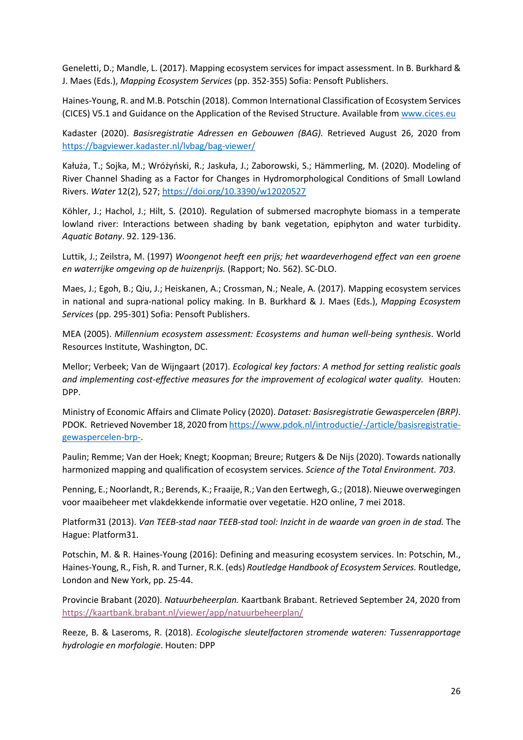Geneletti, D.; Mandle, L. (2017). Mapping ecosystem services for impact assessment. In B. Burkhard & J. Maes (Eds.), *Mapping Ecosystem Services* (pp. 352-355) Sofia: Pensoft Publishers.

Haines-Young, R. and M.B. Potschin (2018). Common International Classification of Ecosystem Services (CICES) V5.1 and Guidance on the Application of the Revised Structure. Available from www.cices.eu

Kadaster (2020). *Basisregistratie Adressen en Gebouwen (BAG).* Retrieved August 26, 2020 from https://bagviewer.kadaster.nl/lvbag/bag-viewer/

Kałuża, T.; Sojka, M.; Wróżyński, R.; Jaskuła, J.; Zaborowski, S.; Hämmerling, M. (2020). Modeling of River Channel Shading as a Factor for Changes in Hydromorphological Conditions of Small Lowland Rivers. *Water* 12(2), 527; https://doi.org/10.3390/w12020527

Köhler, J.; Hachol, J.; Hilt, S. (2010). Regulation of submersed macrophyte biomass in a temperate lowland river: Interactions between shading by bank vegetation, epiphyton and water turbidity. *Aquatic Botany*. 92. 129-136.

Luttik, J.; Zeilstra, M. (1997) *Woongenot heeft een prijs; het waardeverhogend effect van een groene en waterrijke omgeving op de huizenprijs.* (Rapport; No. 562). SC-DLO.

Maes, J.; Egoh, B.; Qiu, J.; Heiskanen, A.; Crossman, N.; Neale, A. (2017). Mapping ecosystem services in national and supra-national policy making. In B. Burkhard & J. Maes (Eds.), *Mapping Ecosystem Services* (pp. 295-301) Sofia: Pensoft Publishers.

MEA (2005). *Millennium ecosystem assessment: Ecosystems and human well-being synthesis*. World Resources Institute, Washington, DC.

Mellor; Verbeek; Van de Wijngaart (2017). *Ecological key factors: A method for setting realistic goals and implementing cost-effective measures for the improvement of ecological water quality.* Houten: DPP.

Ministry of Economic Affairs and Climate Policy (2020). *Dataset: Basisregistratie Gewaspercelen (BRP)*. PDOK. Retrieved November 18, 2020 from https://www.pdok.nl/introductie/-/article/basisregistratie-gewaspercelen-brp-.

Paulin; Remme; Van der Hoek; Knegt; Koopman; Breure; Rutgers & De Nijs (2020). Towards nationally harmonized mapping and qualification of ecosystem services. *Science of the Total Environment. 703.*

Penning, E.; Noorlandt, R.; Berends, K.; Fraaije, R.; Van den Eertwegh, G.; (2018). Nieuwe overwegingen voor maaibeheer met vlakdekkende informatie over vegetatie. H2O online, 7 mei 2018.

Platform31 (2013). *Van TEEB-stad naar TEEB-stad tool: Inzicht in de waarde van groen in de stad.* The Hague: Platform31.

Potschin, M. & R. Haines-Young (2016): Defining and measuring ecosystem services. In: Potschin, M., Haines-Young, R., Fish, R. and Turner, R.K. (eds) *Routledge Handbook of Ecosystem Services.* Routledge, London and New York, pp. 25-44.

Provincie Brabant (2020). *Natuurbeheerplan.* Kaartbank Brabant. Retrieved September 24, 2020 from https://kaartbank.brabant.nl/viewer/app/natuurbeheerplan/

Reeze, B. & Laseroms, R. (2018). *Ecologische sleutelfactoren stromende wateren: Tussenrapportage hydrologie en morfologie*. Houten: DPP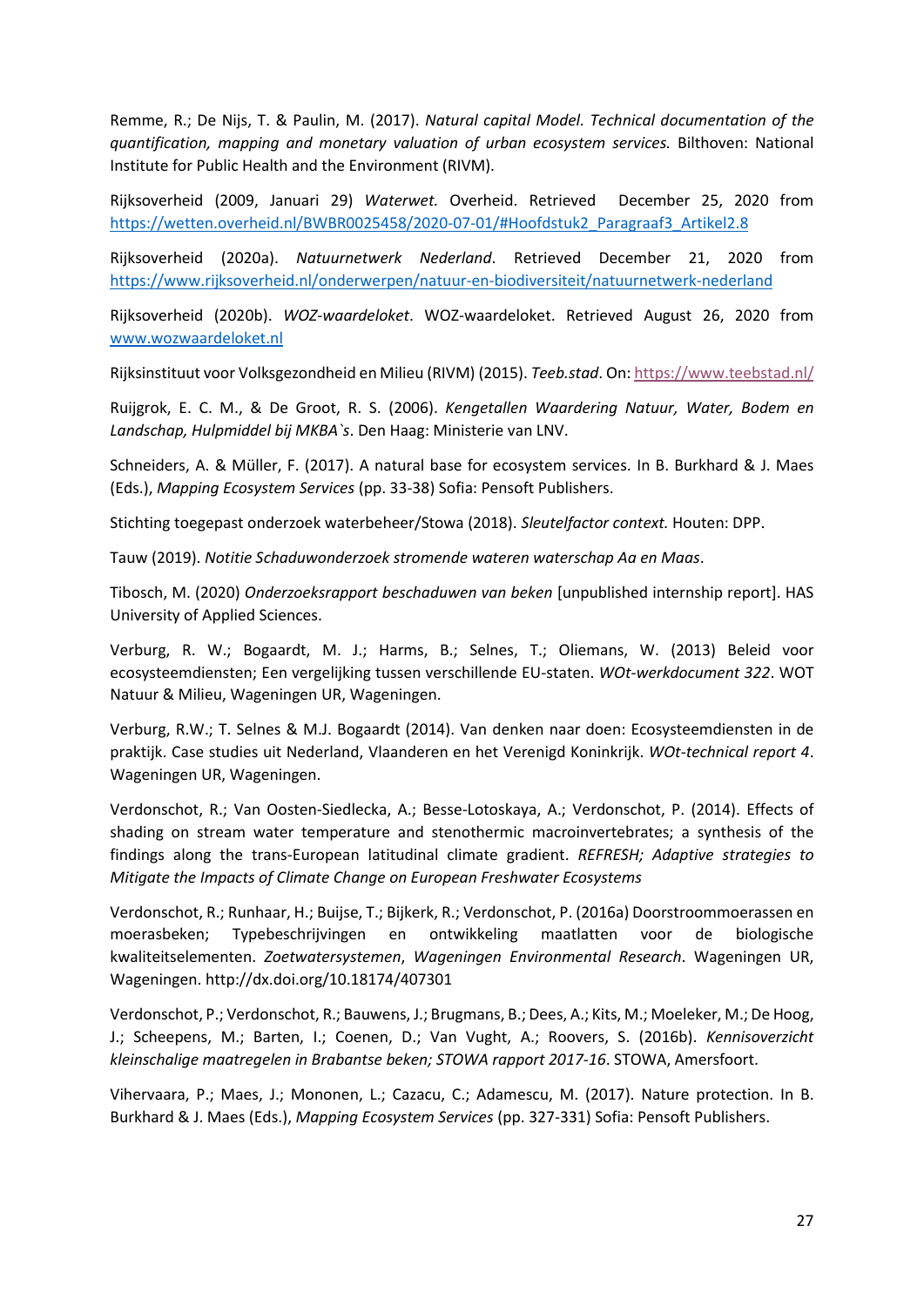Remme, R.; De Nijs, T. & Paulin, M. (2017). *Natural capital Model. Technical documentation of the quantification, mapping and monetary valuation of urban ecosystem services.* Bilthoven: National Institute for Public Health and the Environment (RIVM).

Rijksoverheid (2009, Januari 29) *Waterwet.* Overheid. Retrieved December 25, 2020 from https://wetten.overheid.nl/BWBR0025458/2020-07-01/#Hoofdstuk2_Paragraaf3_Artikel2.8

Rijksoverheid (2020a). *Natuurnetwerk Nederland*. Retrieved December 21, 2020 from https://www.rijksoverheid.nl/onderwerpen/natuur-en-biodiversiteit/natuurnetwerk-nederland

Rijksoverheid (2020b). *WOZ-waardeloket*. WOZ-waardeloket. Retrieved August 26, 2020 from www.wozwaardeloket.nl

Rijksinstituut voor Volksgezondheid en Milieu (RIVM) (2015). *Teeb.stad*. On: https://www.teebstad.nl/

Ruijgrok, E. C. M., & De Groot, R. S. (2006). *Kengetallen Waardering Natuur, Water, Bodem en Landschap, Hulpmiddel bij MKBA`s*. Den Haag: Ministerie van LNV.

Schneiders, A. & Müller, F. (2017). A natural base for ecosystem services. In B. Burkhard & J. Maes (Eds.), *Mapping Ecosystem Services* (pp. 33-38) Sofia: Pensoft Publishers.

Stichting toegepast onderzoek waterbeheer/Stowa (2018). *Sleutelfactor context.* Houten: DPP.

Tauw (2019). *Notitie Schaduwonderzoek stromende wateren waterschap Aa en Maas*.

Tibosch, M. (2020) *Onderzoeksrapport beschaduwen van beken* [unpublished internship report]. HAS University of Applied Sciences.

Verburg, R. W.; Bogaardt, M. J.; Harms, B.; Selnes, T.; Oliemans, W. (2013) Beleid voor ecosysteemdiensten; Een vergelijking tussen verschillende EU-staten. *WOt-werkdocument 322*. WOT Natuur & Milieu, Wageningen UR, Wageningen.

Verburg, R.W.; T. Selnes & M.J. Bogaardt (2014). Van denken naar doen: Ecosysteemdiensten in de praktijk. Case studies uit Nederland, Vlaanderen en het Verenigd Koninkrijk. *WOt-technical report 4*. Wageningen UR, Wageningen.

Verdonschot, R.; Van Oosten-Siedlecka, A.; Besse-Lotoskaya, A.; Verdonschot, P. (2014). Effects of shading on stream water temperature and stenothermic macroinvertebrates; a synthesis of the findings along the trans-European latitudinal climate gradient. *REFRESH; Adaptive strategies to Mitigate the Impacts of Climate Change on European Freshwater Ecosystems*

Verdonschot, R.; Runhaar, H.; Buijse, T.; Bijkerk, R.; Verdonschot, P. (2016a) Doorstroommoerassen en moerasbeken; Typebeschrijvingen en ontwikkeling maatlatten voor de biologische kwaliteitselementen. *Zoetwatersystemen*, *Wageningen Environmental Research*. Wageningen UR, Wageningen. http://dx.doi.org/10.18174/407301

Verdonschot, P.; Verdonschot, R.; Bauwens, J.; Brugmans, B.; Dees, A.; Kits, M.; Moeleker, M.; De Hoog, J.; Scheepens, M.; Barten, I.; Coenen, D.; Van Vught, A.; Roovers, S. (2016b). *Kennisoverzicht kleinschalige maatregelen in Brabantse beken; STOWA rapport 2017-16*. STOWA, Amersfoort.

Vihervaara, P.; Maes, J.; Mononen, L.; Cazacu, C.; Adamescu, M. (2017). Nature protection. In B. Burkhard & J. Maes (Eds.), *Mapping Ecosystem Services* (pp. 327-331) Sofia: Pensoft Publishers.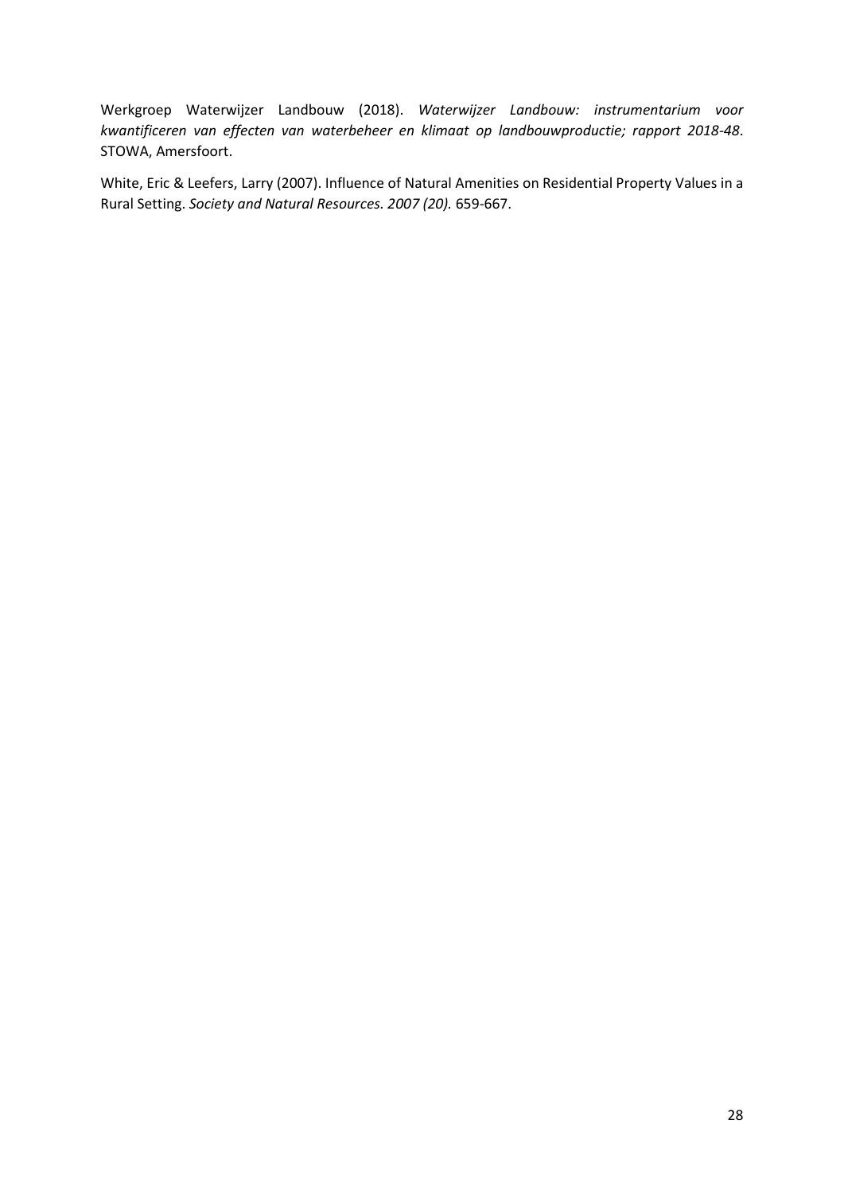Werkgroep Waterwijzer Landbouw (2018). *Waterwijzer Landbouw: instrumentarium voor kwantificeren van effecten van waterbeheer en klimaat op landbouwproductie; rapport 2018-48*. STOWA, Amersfoort.

White, Eric & Leefers, Larry (2007). Influence of Natural Amenities on Residential Property Values in a Rural Setting. *Society and Natural Resources. 2007 (20).* 659-667.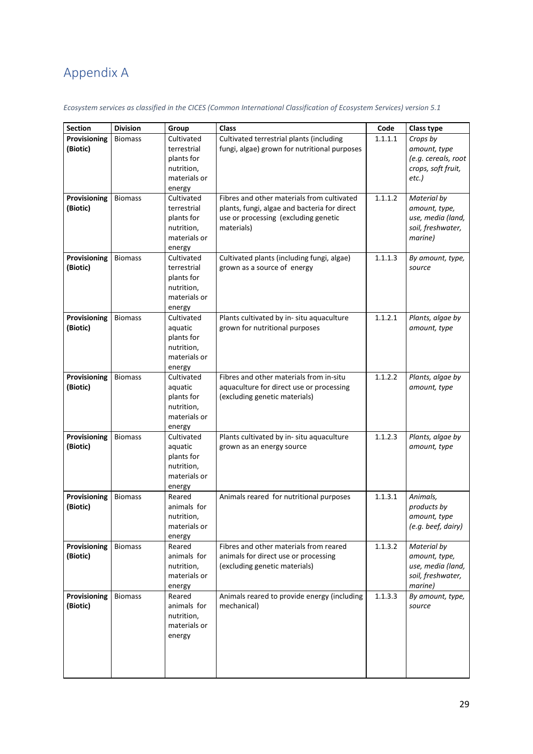# Appendix A

*Ecosystem services as classified in the CICES (Common International Classification of Ecosystem Services) version 5.1*

| Section | Division | Group | Class | Code | Class type |
|---|---|---|---|---|---|
| **Provisioning (Biotic)** | Biomass | Cultivated terrestrial plants for nutrition, materials or energy | Cultivated terrestrial plants (including fungi, algae) grown for nutritional purposes | 1.1.1.1 | *Crops by amount, type (e.g. cereals, root crops, soft fruit, etc.)* |
| **Provisioning (Biotic)** | Biomass | Cultivated terrestrial plants for nutrition, materials or energy | Fibres and other materials from cultivated plants, fungi, algae and bacteria for direct use or processing (excluding genetic materials) | 1.1.1.2 | *Material by amount, type, use, media (land, soil, freshwater, marine)* |
| **Provisioning (Biotic)** | Biomass | Cultivated terrestrial plants for nutrition, materials or energy | Cultivated plants (including fungi, algae) grown as a source of energy | 1.1.1.3 | *By amount, type, source* |
| **Provisioning (Biotic)** | Biomass | Cultivated aquatic plants for nutrition, materials or energy | Plants cultivated by in- situ aquaculture grown for nutritional purposes | 1.1.2.1 | *Plants, algae by amount, type* |
| **Provisioning (Biotic)** | Biomass | Cultivated aquatic plants for nutrition, materials or energy | Fibres and other materials from in-situ aquaculture for direct use or processing (excluding genetic materials) | 1.1.2.2 | *Plants, algae by amount, type* |
| **Provisioning (Biotic)** | Biomass | Cultivated aquatic plants for nutrition, materials or energy | Plants cultivated by in- situ aquaculture grown as an energy source | 1.1.2.3 | *Plants, algae by amount, type* |
| **Provisioning (Biotic)** | Biomass | Reared animals for nutrition, materials or energy | Animals reared for nutritional purposes | 1.1.3.1 | *Animals, products by amount, type (e.g. beef, dairy)* |
| **Provisioning (Biotic)** | Biomass | Reared animals for nutrition, materials or energy | Fibres and other materials from reared animals for direct use or processing (excluding genetic materials) | 1.1.3.2 | *Material by amount, type, use, media (land, soil, freshwater, marine)* |
| **Provisioning (Biotic)** | Biomass | Reared animals for nutrition, materials or energy | Animals reared to provide energy (including mechanical) | 1.1.3.3 | *By amount, type, source* |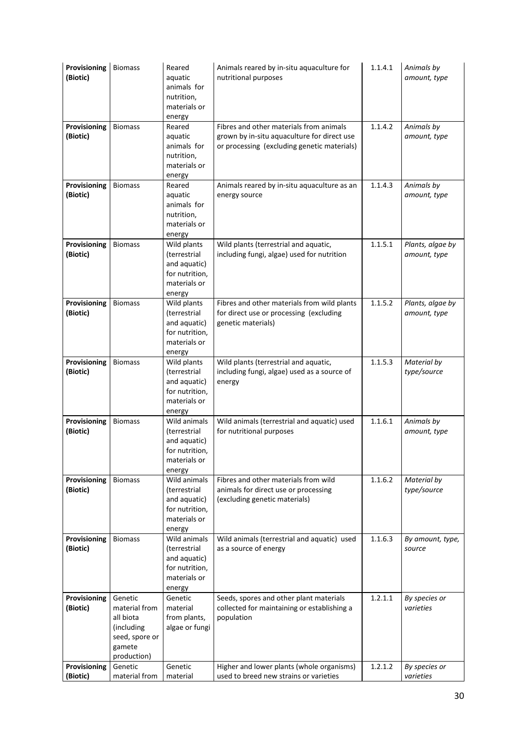| **Provisioning (Biotic)** | Biomass | Reared aquatic animals for nutrition, materials or energy | Animals reared by in-situ aquaculture for nutritional purposes | 1.1.4.1 | *Animals by amount, type* |
|---|---|---|---|---|---|
| **Provisioning (Biotic)** | Biomass | Reared aquatic animals for nutrition, materials or energy | Fibres and other materials from animals grown by in-situ aquaculture for direct use or processing (excluding genetic materials) | 1.1.4.2 | *Animals by amount, type* |
| **Provisioning (Biotic)** | Biomass | Reared aquatic animals for nutrition, materials or energy | Animals reared by in-situ aquaculture as an energy source | 1.1.4.3 | *Animals by amount, type* |
| **Provisioning (Biotic)** | Biomass | Wild plants (terrestrial and aquatic) for nutrition, materials or energy | Wild plants (terrestrial and aquatic, including fungi, algae) used for nutrition | 1.1.5.1 | *Plants, algae by amount, type* |
| **Provisioning (Biotic)** | Biomass | Wild plants (terrestrial and aquatic) for nutrition, materials or energy | Fibres and other materials from wild plants for direct use or processing (excluding genetic materials) | 1.1.5.2 | *Plants, algae by amount, type* |
| **Provisioning (Biotic)** | Biomass | Wild plants (terrestrial and aquatic) for nutrition, materials or energy | Wild plants (terrestrial and aquatic, including fungi, algae) used as a source of energy | 1.1.5.3 | *Material by type/source* |
| **Provisioning (Biotic)** | Biomass | Wild animals (terrestrial and aquatic) for nutrition, materials or energy | Wild animals (terrestrial and aquatic) used for nutritional purposes | 1.1.6.1 | *Animals by amount, type* |
| **Provisioning (Biotic)** | Biomass | Wild animals (terrestrial and aquatic) for nutrition, materials or energy | Fibres and other materials from wild animals for direct use or processing (excluding genetic materials) | 1.1.6.2 | *Material by type/source* |
| **Provisioning (Biotic)** | Biomass | Wild animals (terrestrial and aquatic) for nutrition, materials or energy | Wild animals (terrestrial and aquatic) used as a source of energy | 1.1.6.3 | *By amount, type, source* |
| **Provisioning (Biotic)** | Genetic material from all biota (including seed, spore or gamete production) | Genetic material from plants, algae or fungi | Seeds, spores and other plant materials collected for maintaining or establishing a population | 1.2.1.1 | *By species or varieties* |
| **Provisioning (Biotic)** | Genetic material from | Genetic material | Higher and lower plants (whole organisms) used to breed new strains or varieties | 1.2.1.2 | *By species or varieties* |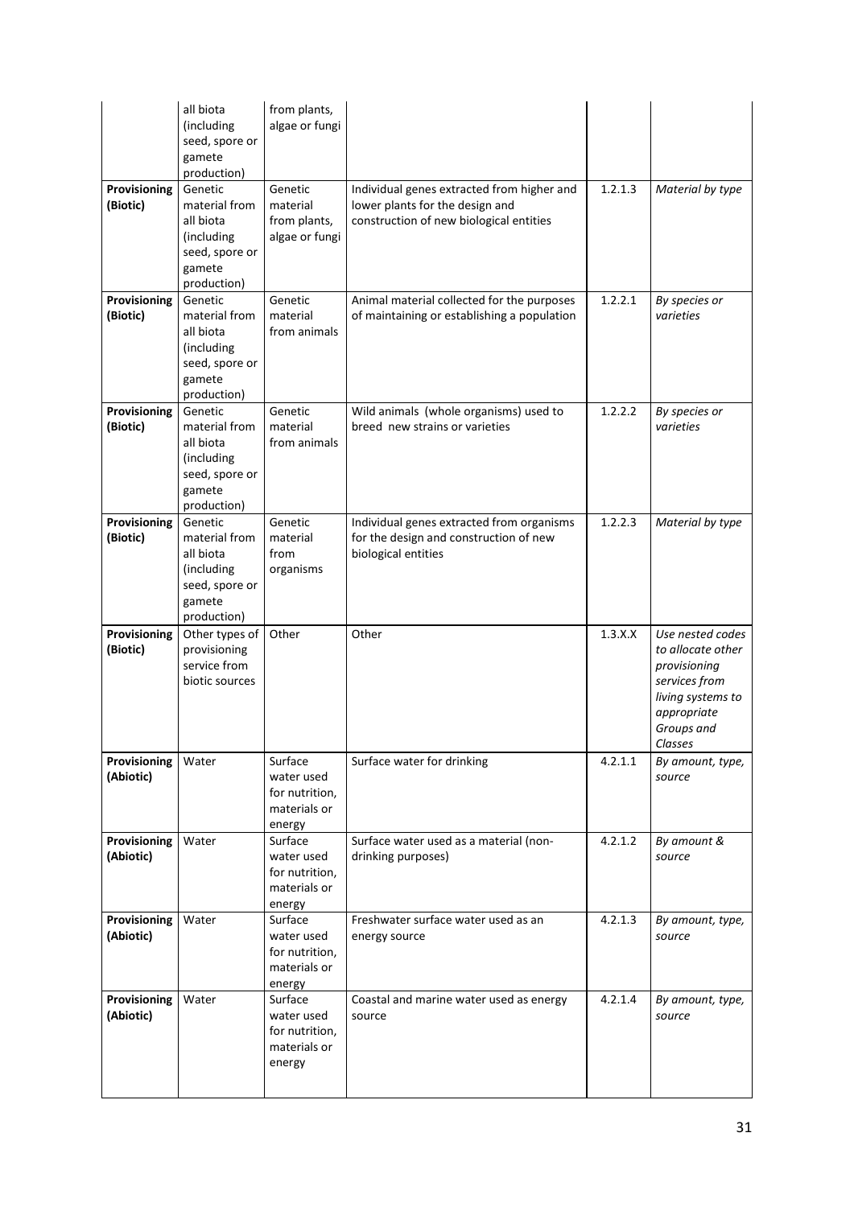| | | | | | |
|---|---|---|---|---|---|
| | all biota (including seed, spore or gamete production) | from plants, algae or fungi | | | |
| **Provisioning (Biotic)** | Genetic material from all biota (including seed, spore or gamete production) | Genetic material from plants, algae or fungi | Individual genes extracted from higher and lower plants for the design and construction of new biological entities | 1.2.1.3 | *Material by type* |
| **Provisioning (Biotic)** | Genetic material from all biota (including seed, spore or gamete production) | Genetic material from animals | Animal material collected for the purposes of maintaining or establishing a population | 1.2.2.1 | *By species or varieties* |
| **Provisioning (Biotic)** | Genetic material from all biota (including seed, spore or gamete production) | Genetic material from animals | Wild animals (whole organisms) used to breed new strains or varieties | 1.2.2.2 | *By species or varieties* |
| **Provisioning (Biotic)** | Genetic material from all biota (including seed, spore or gamete production) | Genetic material from organisms | Individual genes extracted from organisms for the design and construction of new biological entities | 1.2.2.3 | *Material by type* |
| **Provisioning (Biotic)** | Other types of provisioning service from biotic sources | Other | Other | 1.3.X.X | *Use nested codes to allocate other provisioning services from living systems to appropriate Groups and Classes* |
| **Provisioning (Abiotic)** | Water | Surface water used for nutrition, materials or energy | Surface water for drinking | 4.2.1.1 | *By amount, type, source* |
| **Provisioning (Abiotic)** | Water | Surface water used for nutrition, materials or energy | Surface water used as a material (non-drinking purposes) | 4.2.1.2 | *By amount & source* |
| **Provisioning (Abiotic)** | Water | Surface water used for nutrition, materials or energy | Freshwater surface water used as an energy source | 4.2.1.3 | *By amount, type, source* |
| **Provisioning (Abiotic)** | Water | Surface water used for nutrition, materials or energy | Coastal and marine water used as energy source | 4.2.1.4 | *By amount, type, source* |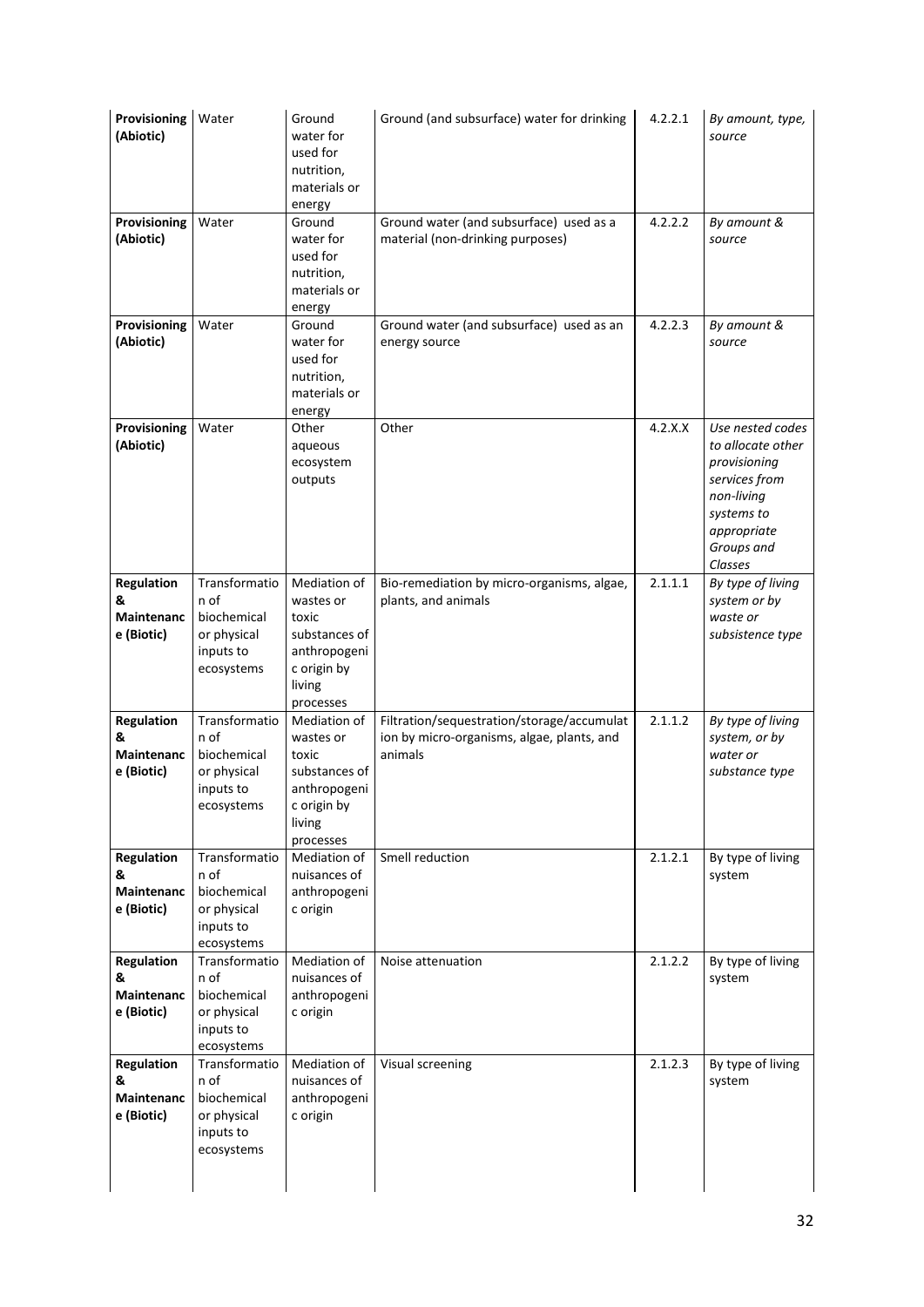| **Provisioning (Abiotic)** | Water | Ground water for used for nutrition, materials or energy | Ground (and subsurface) water for drinking | 4.2.2.1 | *By amount, type, source* |
|---|---|---|---|---|---|
| **Provisioning (Abiotic)** | Water | Ground water for used for nutrition, materials or energy | Ground water (and subsurface) used as a material (non-drinking purposes) | 4.2.2.2 | *By amount & source* |
| **Provisioning (Abiotic)** | Water | Ground water for used for nutrition, materials or energy | Ground water (and subsurface) used as an energy source | 4.2.2.3 | *By amount & source* |
| **Provisioning (Abiotic)** | Water | Other aqueous ecosystem outputs | Other | 4.2.X.X | *Use nested codes to allocate other provisioning services from non-living systems to appropriate Groups and Classes* |
| **Regulation & Maintenance (Biotic)** | Transformation of biochemical or physical inputs to ecosystems | Mediation of wastes or toxic substances of anthropogenic origin by living processes | Bio-remediation by micro-organisms, algae, plants, and animals | 2.1.1.1 | *By type of living system or by waste or subsistence type* |
| **Regulation & Maintenance (Biotic)** | Transformation of biochemical or physical inputs to ecosystems | Mediation of wastes or toxic substances of anthropogenic origin by living processes | Filtration/sequestration/storage/accumulation by micro-organisms, algae, plants, and animals | 2.1.1.2 | *By type of living system, or by water or substance type* |
| **Regulation & Maintenance (Biotic)** | Transformation of biochemical or physical inputs to ecosystems | Mediation of nuisances of anthropogenic origin | Smell reduction | 2.1.2.1 | By type of living system |
| **Regulation & Maintenance (Biotic)** | Transformation of biochemical or physical inputs to ecosystems | Mediation of nuisances of anthropogenic origin | Noise attenuation | 2.1.2.2 | By type of living system |
| **Regulation & Maintenance (Biotic)** | Transformation of biochemical or physical inputs to ecosystems | Mediation of nuisances of anthropogenic origin | Visual screening | 2.1.2.3 | By type of living system |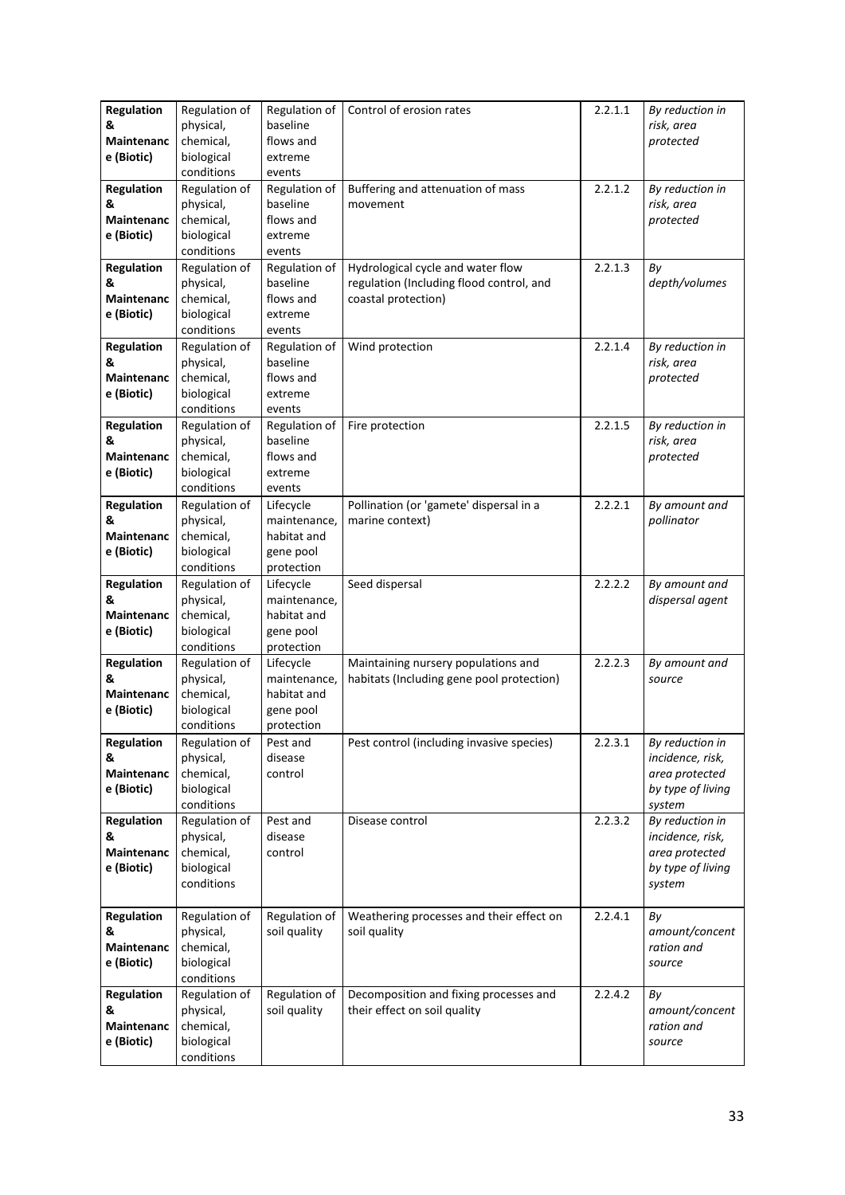| **Regulation & Maintenance (Biotic)** | Regulation of physical, chemical, biological conditions | Regulation of baseline flows and extreme events | Control of erosion rates | 2.2.1.1 | *By reduction in risk, area protected* |
|---|---|---|---|---|---|
| **Regulation & Maintenance (Biotic)** | Regulation of physical, chemical, biological conditions | Regulation of baseline flows and extreme events | Buffering and attenuation of mass movement | 2.2.1.2 | *By reduction in risk, area protected* |
| **Regulation & Maintenance (Biotic)** | Regulation of physical, chemical, biological conditions | Regulation of baseline flows and extreme events | Hydrological cycle and water flow regulation (Including flood control, and coastal protection) | 2.2.1.3 | *By depth/volumes* |
| **Regulation & Maintenance (Biotic)** | Regulation of physical, chemical, biological conditions | Regulation of baseline flows and extreme events | Wind protection | 2.2.1.4 | *By reduction in risk, area protected* |
| **Regulation & Maintenance (Biotic)** | Regulation of physical, chemical, biological conditions | Regulation of baseline flows and extreme events | Fire protection | 2.2.1.5 | *By reduction in risk, area protected* |
| **Regulation & Maintenance (Biotic)** | Regulation of physical, chemical, biological conditions | Lifecycle maintenance, habitat and gene pool protection | Pollination (or 'gamete' dispersal in a marine context) | 2.2.2.1 | *By amount and pollinator* |
| **Regulation & Maintenance (Biotic)** | Regulation of physical, chemical, biological conditions | Lifecycle maintenance, habitat and gene pool protection | Seed dispersal | 2.2.2.2 | *By amount and dispersal agent* |
| **Regulation & Maintenance (Biotic)** | Regulation of physical, chemical, biological conditions | Lifecycle maintenance, habitat and gene pool protection | Maintaining nursery populations and habitats (Including gene pool protection) | 2.2.2.3 | *By amount and source* |
| **Regulation & Maintenance (Biotic)** | Regulation of physical, chemical, biological conditions | Pest and disease control | Pest control (including invasive species) | 2.2.3.1 | *By reduction in incidence, risk, area protected by type of living system* |
| **Regulation & Maintenance (Biotic)** | Regulation of physical, chemical, biological conditions | Pest and disease control | Disease control | 2.2.3.2 | *By reduction in incidence, risk, area protected by type of living system* |
| **Regulation & Maintenance (Biotic)** | Regulation of physical, chemical, biological conditions | Regulation of soil quality | Weathering processes and their effect on soil quality | 2.2.4.1 | *By amount/concentration and source* |
| **Regulation & Maintenance (Biotic)** | Regulation of physical, chemical, biological conditions | Regulation of soil quality | Decomposition and fixing processes and their effect on soil quality | 2.2.4.2 | *By amount/concentration and source* |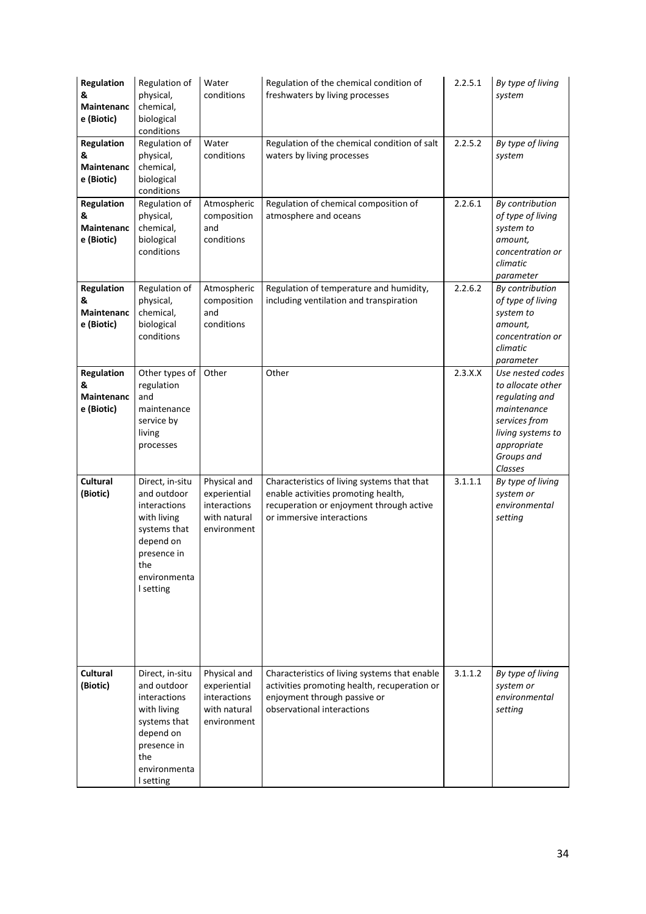| **Regulation & Maintenance (Biotic)** | Regulation of physical, chemical, biological conditions | Water conditions | Regulation of the chemical condition of freshwaters by living processes | 2.2.5.1 | *By type of living system* |
|---|---|---|---|---|---|
| **Regulation & Maintenance (Biotic)** | Regulation of physical, chemical, biological conditions | Water conditions | Regulation of the chemical condition of salt waters by living processes | 2.2.5.2 | *By type of living system* |
| **Regulation & Maintenance (Biotic)** | Regulation of physical, chemical, biological conditions | Atmospheric composition and conditions | Regulation of chemical composition of atmosphere and oceans | 2.2.6.1 | *By contribution of type of living system to amount, concentration or climatic parameter* |
| **Regulation & Maintenance (Biotic)** | Regulation of physical, chemical, biological conditions | Atmospheric composition and conditions | Regulation of temperature and humidity, including ventilation and transpiration | 2.2.6.2 | *By contribution of type of living system to amount, concentration or climatic parameter* |
| **Regulation & Maintenance (Biotic)** | Other types of regulation and maintenance service by living processes | Other | Other | 2.3.X.X | *Use nested codes to allocate other regulating and maintenance services from living systems to appropriate Groups and Classes* |
| **Cultural (Biotic)** | Direct, in-situ and outdoor interactions with living systems that depend on presence in the environmental setting | Physical and experiential interactions with natural environment | Characteristics of living systems that that enable activities promoting health, recuperation or enjoyment through active or immersive interactions | 3.1.1.1 | *By type of living system or environmental setting* |
| **Cultural (Biotic)** | Direct, in-situ and outdoor interactions with living systems that depend on presence in the environmental setting | Physical and experiential interactions with natural environment | Characteristics of living systems that enable activities promoting health, recuperation or enjoyment through passive or observational interactions | 3.1.1.2 | *By type of living system or environmental setting* |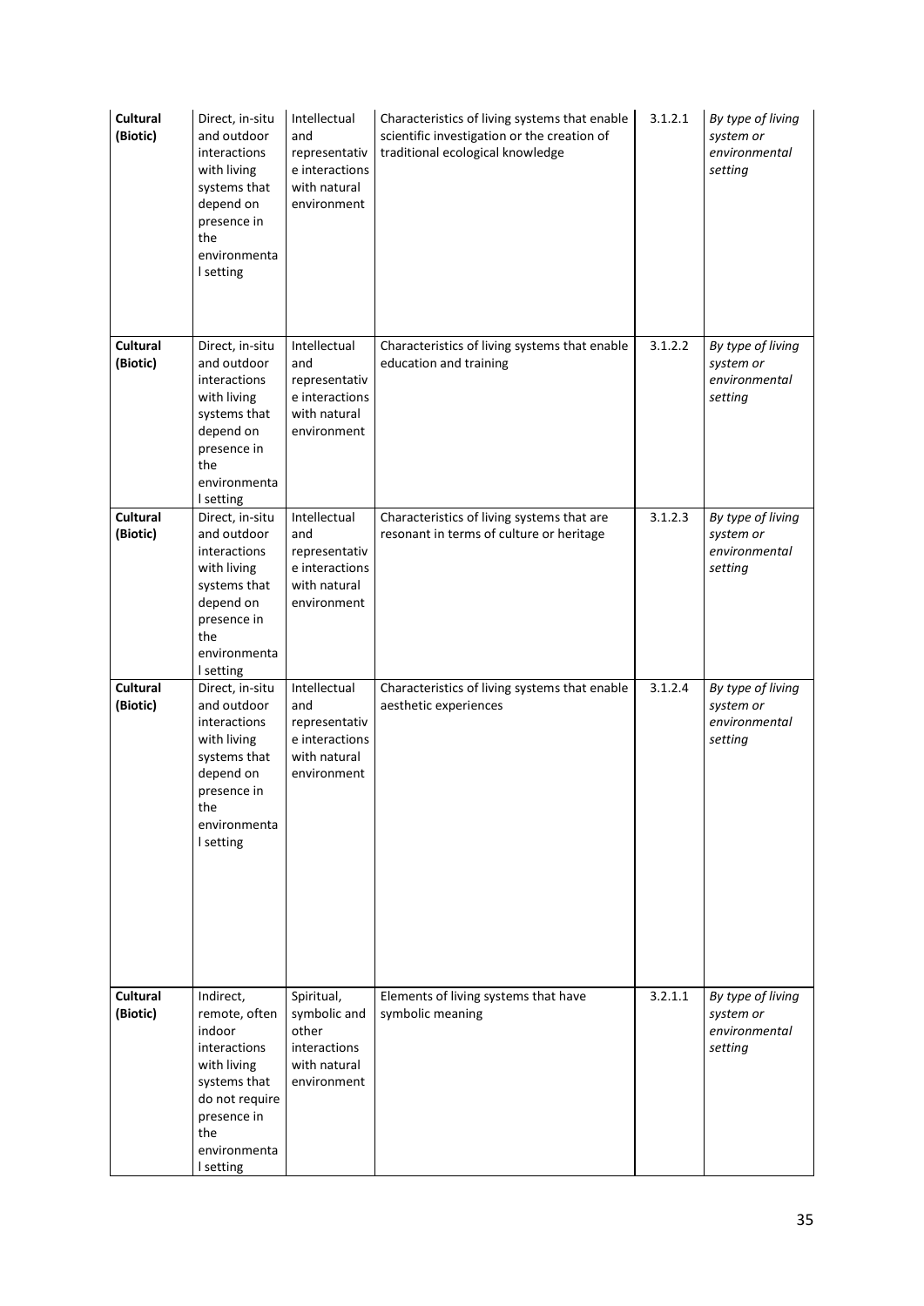| **Cultural (Biotic)** | Direct, in-situ and outdoor interactions with living systems that depend on presence in the environmental setting | Intellectual and representative interactions with natural environment | Characteristics of living systems that enable scientific investigation or the creation of traditional ecological knowledge | 3.1.2.1 | *By type of living system or environmental setting* |
|---|---|---|---|---|---|
| **Cultural (Biotic)** | Direct, in-situ and outdoor interactions with living systems that depend on presence in the environmental setting | Intellectual and representative interactions with natural environment | Characteristics of living systems that enable education and training | 3.1.2.2 | *By type of living system or environmental setting* |
| **Cultural (Biotic)** | Direct, in-situ and outdoor interactions with living systems that depend on presence in the environmental setting | Intellectual and representative interactions with natural environment | Characteristics of living systems that are resonant in terms of culture or heritage | 3.1.2.3 | *By type of living system or environmental setting* |
| **Cultural (Biotic)** | Direct, in-situ and outdoor interactions with living systems that depend on presence in the environmental setting | Intellectual and representative interactions with natural environment | Characteristics of living systems that enable aesthetic experiences | 3.1.2.4 | *By type of living system or environmental setting* |
| **Cultural (Biotic)** | Indirect, remote, often indoor interactions with living systems that do not require presence in the environmental setting | Spiritual, symbolic and other interactions with natural environment | Elements of living systems that have symbolic meaning | 3.2.1.1 | *By type of living system or environmental setting* |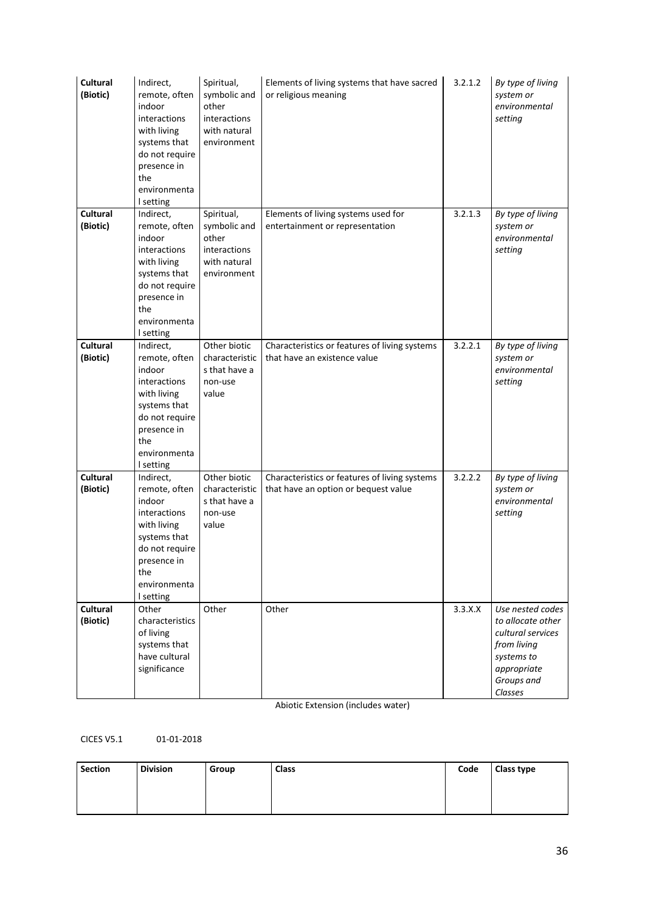| **Cultural (Biotic)** | Indirect, remote, often indoor interactions with living systems that do not require presence in the environmental setting | Spiritual, symbolic and other interactions with natural environment | Elements of living systems that have sacred or religious meaning | 3.2.1.2 | *By type of living system or environmental setting* |
|---|---|---|---|---|---|
| **Cultural (Biotic)** | Indirect, remote, often indoor interactions with living systems that do not require presence in the environmental setting | Spiritual, symbolic and other interactions with natural environment | Elements of living systems used for entertainment or representation | 3.2.1.3 | *By type of living system or environmental setting* |
| **Cultural (Biotic)** | Indirect, remote, often indoor interactions with living systems that do not require presence in the environmental setting | Other biotic characteristics that have a non-use value | Characteristics or features of living systems that have an existence value | 3.2.2.1 | *By type of living system or environmental setting* |
| **Cultural (Biotic)** | Indirect, remote, often indoor interactions with living systems that do not require presence in the environmental setting | Other biotic characteristics that have a non-use value | Characteristics or features of living systems that have an option or bequest value | 3.2.2.2 | *By type of living system or environmental setting* |
| **Cultural (Biotic)** | Other characteristics of living systems that have cultural significance | Other | Other | 3.3.X.X | *Use nested codes to allocate other cultural services from living systems to appropriate Groups and Classes* |

Abiotic Extension (includes water)

CICES V5.1 01-01-2018

| **Section** | **Division** | **Group** | **Class** | **Code** | **Class type** |
|---|---|---|---|---|---|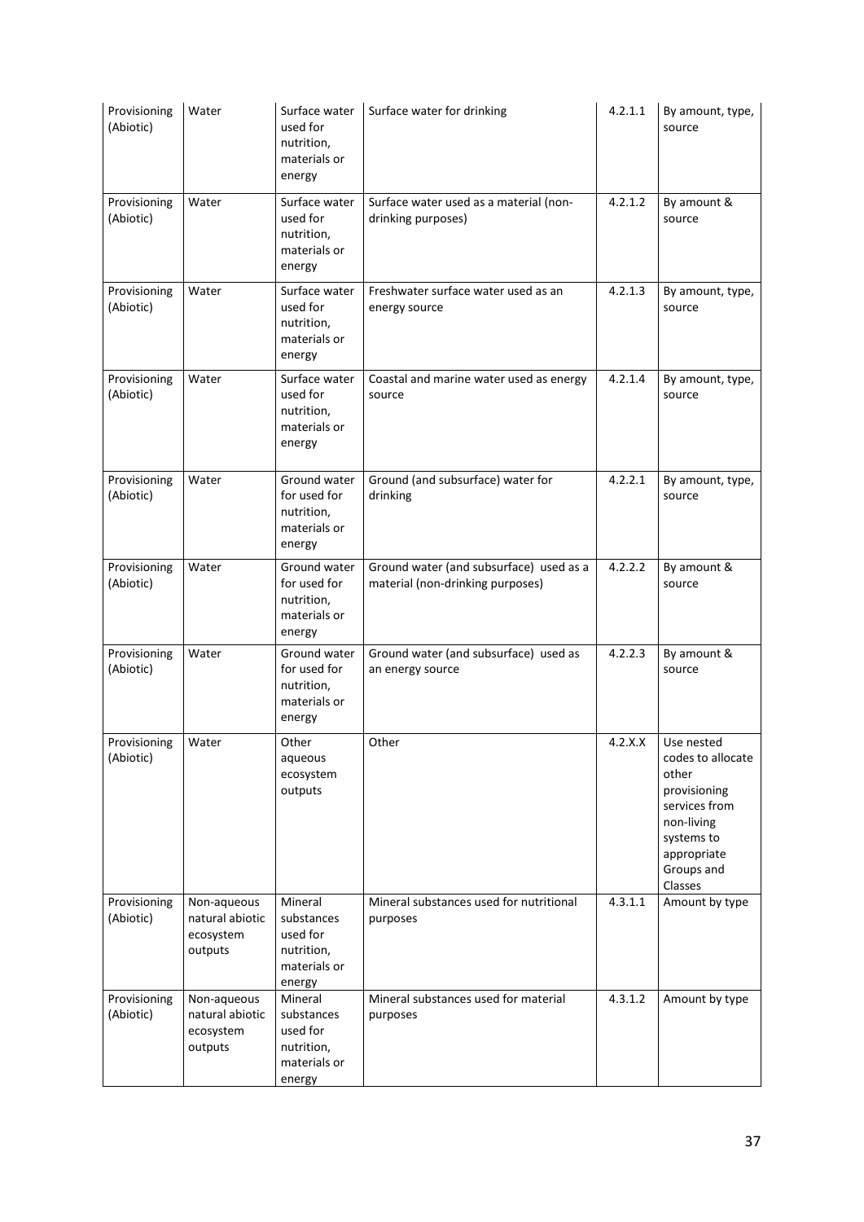| Provisioning (Abiotic) | Water | Surface water used for nutrition, materials or energy | Surface water for drinking | 4.2.1.1 | By amount, type, source |
|---|---|---|---|---|---|
| Provisioning (Abiotic) | Water | Surface water used for nutrition, materials or energy | Surface water used as a material (non-drinking purposes) | 4.2.1.2 | By amount & source |
| Provisioning (Abiotic) | Water | Surface water used for nutrition, materials or energy | Freshwater surface water used as an energy source | 4.2.1.3 | By amount, type, source |
| Provisioning (Abiotic) | Water | Surface water used for nutrition, materials or energy | Coastal and marine water used as energy source | 4.2.1.4 | By amount, type, source |
| Provisioning (Abiotic) | Water | Ground water for used for nutrition, materials or energy | Ground (and subsurface) water for drinking | 4.2.2.1 | By amount, type, source |
| Provisioning (Abiotic) | Water | Ground water for used for nutrition, materials or energy | Ground water (and subsurface) used as a material (non-drinking purposes) | 4.2.2.2 | By amount & source |
| Provisioning (Abiotic) | Water | Ground water for used for nutrition, materials or energy | Ground water (and subsurface) used as an energy source | 4.2.2.3 | By amount & source |
| Provisioning (Abiotic) | Water | Other aqueous ecosystem outputs | Other | 4.2.X.X | Use nested codes to allocate other provisioning services from non-living systems to appropriate Groups and Classes |
| Provisioning (Abiotic) | Non-aqueous natural abiotic ecosystem outputs | Mineral substances used for nutrition, materials or energy | Mineral substances used for nutritional purposes | 4.3.1.1 | Amount by type |
| Provisioning (Abiotic) | Non-aqueous natural abiotic ecosystem outputs | Mineral substances used for nutrition, materials or energy | Mineral substances used for material purposes | 4.3.1.2 | Amount by type |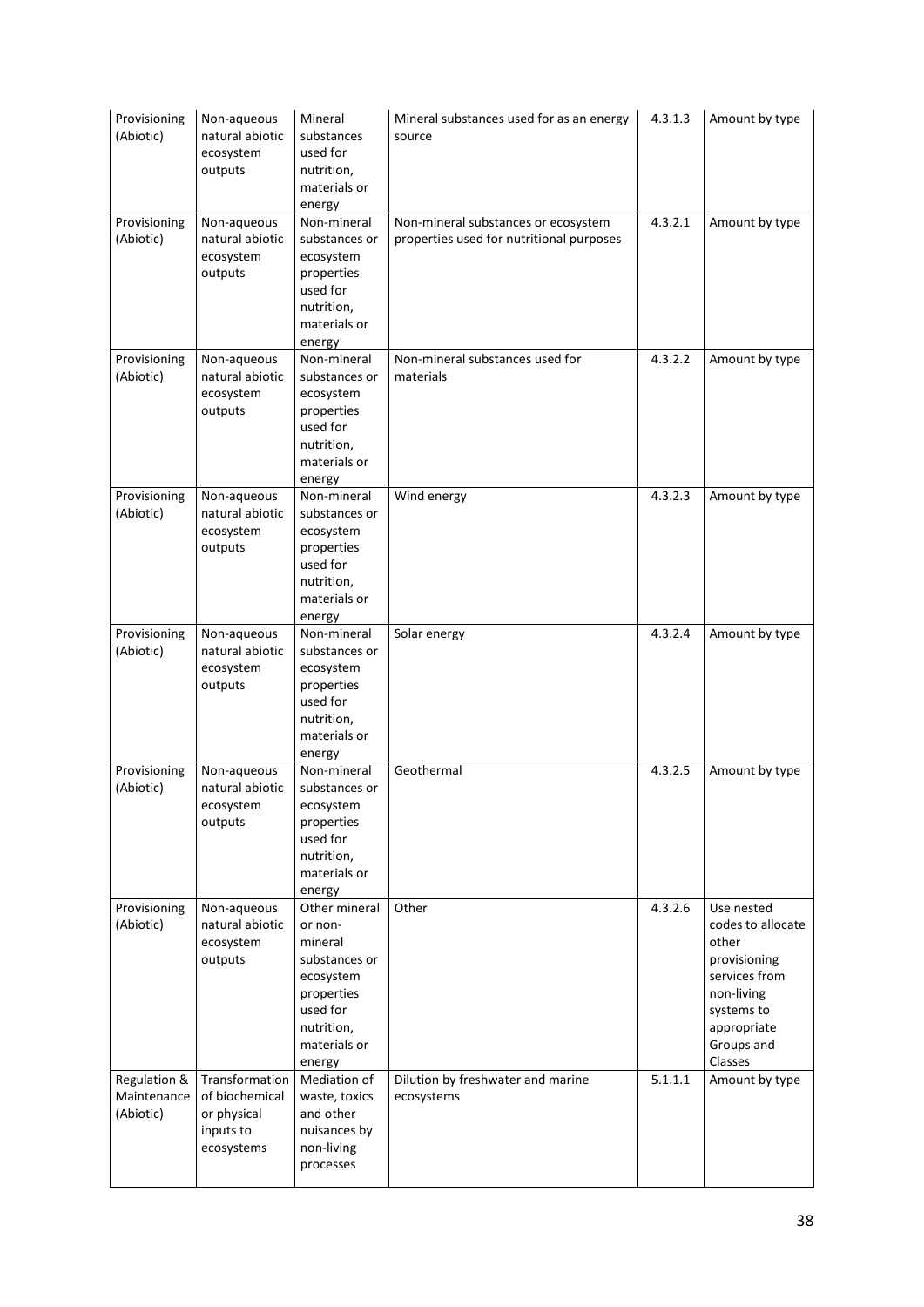| | | | | | |
|---|---|---|---|---|---|
| Provisioning (Abiotic) | Non-aqueous natural abiotic ecosystem outputs | Mineral substances used for nutrition, materials or energy | Mineral substances used for as an energy source | 4.3.1.3 | Amount by type |
| Provisioning (Abiotic) | Non-aqueous natural abiotic ecosystem outputs | Non-mineral substances or ecosystem properties used for nutrition, materials or energy | Non-mineral substances or ecosystem properties used for nutritional purposes | 4.3.2.1 | Amount by type |
| Provisioning (Abiotic) | Non-aqueous natural abiotic ecosystem outputs | Non-mineral substances or ecosystem properties used for nutrition, materials or energy | Non-mineral substances used for materials | 4.3.2.2 | Amount by type |
| Provisioning (Abiotic) | Non-aqueous natural abiotic ecosystem outputs | Non-mineral substances or ecosystem properties used for nutrition, materials or energy | Wind energy | 4.3.2.3 | Amount by type |
| Provisioning (Abiotic) | Non-aqueous natural abiotic ecosystem outputs | Non-mineral substances or ecosystem properties used for nutrition, materials or energy | Solar energy | 4.3.2.4 | Amount by type |
| Provisioning (Abiotic) | Non-aqueous natural abiotic ecosystem outputs | Non-mineral substances or ecosystem properties used for nutrition, materials or energy | Geothermal | 4.3.2.5 | Amount by type |
| Provisioning (Abiotic) | Non-aqueous natural abiotic ecosystem outputs | Other mineral or non-mineral substances or ecosystem properties used for nutrition, materials or energy | Other | 4.3.2.6 | Use nested codes to allocate other provisioning services from non-living systems to appropriate Groups and Classes |
| Regulation & Maintenance (Abiotic) | Transformation of biochemical or physical inputs to ecosystems | Mediation of waste, toxics and other nuisances by non-living processes | Dilution by freshwater and marine ecosystems | 5.1.1.1 | Amount by type |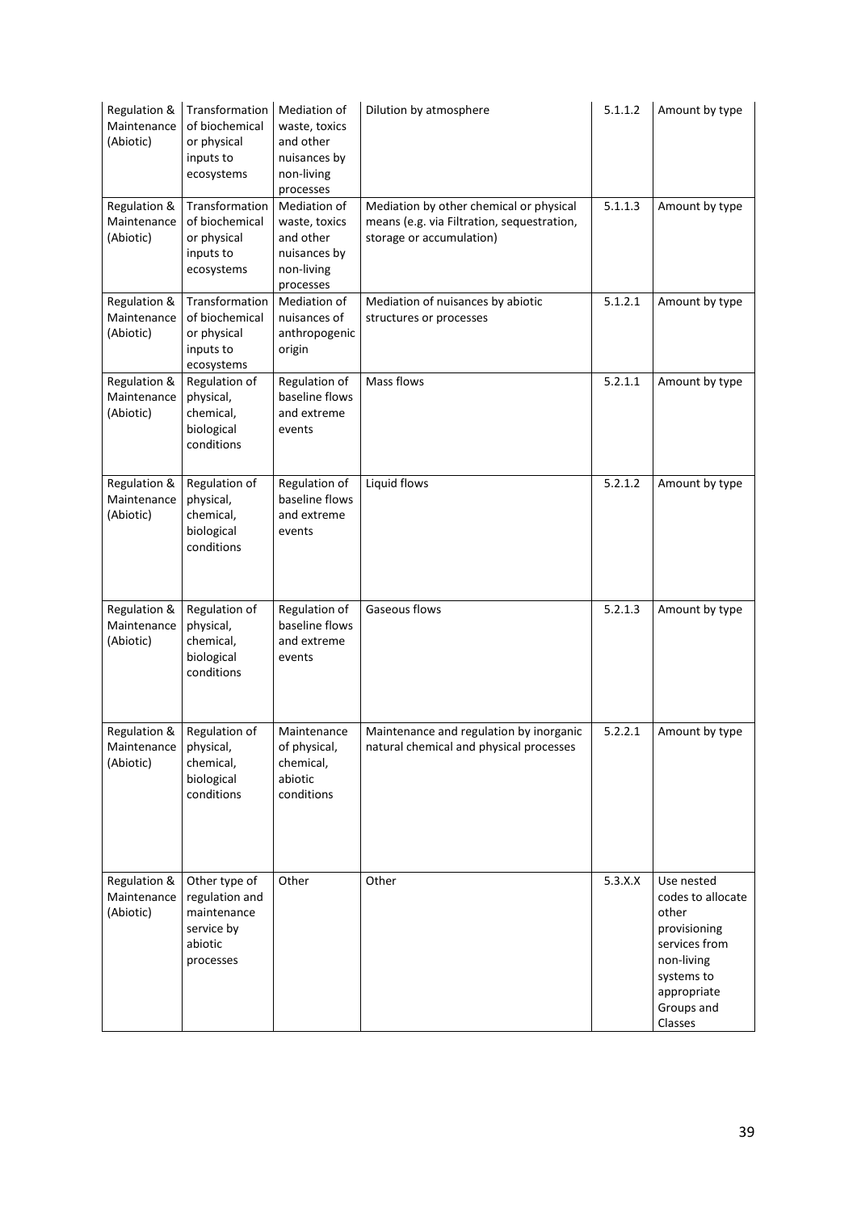| Regulation & Maintenance (Abiotic) | Transformation of biochemical or physical inputs to ecosystems | Mediation of waste, toxics and other nuisances by non-living processes | Dilution by atmosphere | 5.1.1.2 | Amount by type |
|---|---|---|---|---|---|
| Regulation & Maintenance (Abiotic) | Transformation of biochemical or physical inputs to ecosystems | Mediation of waste, toxics and other nuisances by non-living processes | Mediation by other chemical or physical means (e.g. via Filtration, sequestration, storage or accumulation) | 5.1.1.3 | Amount by type |
| Regulation & Maintenance (Abiotic) | Transformation of biochemical or physical inputs to ecosystems | Mediation of nuisances of anthropogenic origin | Mediation of nuisances by abiotic structures or processes | 5.1.2.1 | Amount by type |
| Regulation & Maintenance (Abiotic) | Regulation of physical, chemical, biological conditions | Regulation of baseline flows and extreme events | Mass flows | 5.2.1.1 | Amount by type |
| Regulation & Maintenance (Abiotic) | Regulation of physical, chemical, biological conditions | Regulation of baseline flows and extreme events | Liquid flows | 5.2.1.2 | Amount by type |
| Regulation & Maintenance (Abiotic) | Regulation of physical, chemical, biological conditions | Regulation of baseline flows and extreme events | Gaseous flows | 5.2.1.3 | Amount by type |
| Regulation & Maintenance (Abiotic) | Regulation of physical, chemical, biological conditions | Maintenance of physical, chemical, abiotic conditions | Maintenance and regulation by inorganic natural chemical and physical processes | 5.2.2.1 | Amount by type |
| Regulation & Maintenance (Abiotic) | Other type of regulation and maintenance service by abiotic processes | Other | Other | 5.3.X.X | Use nested codes to allocate other provisioning services from non-living systems to appropriate Groups and Classes |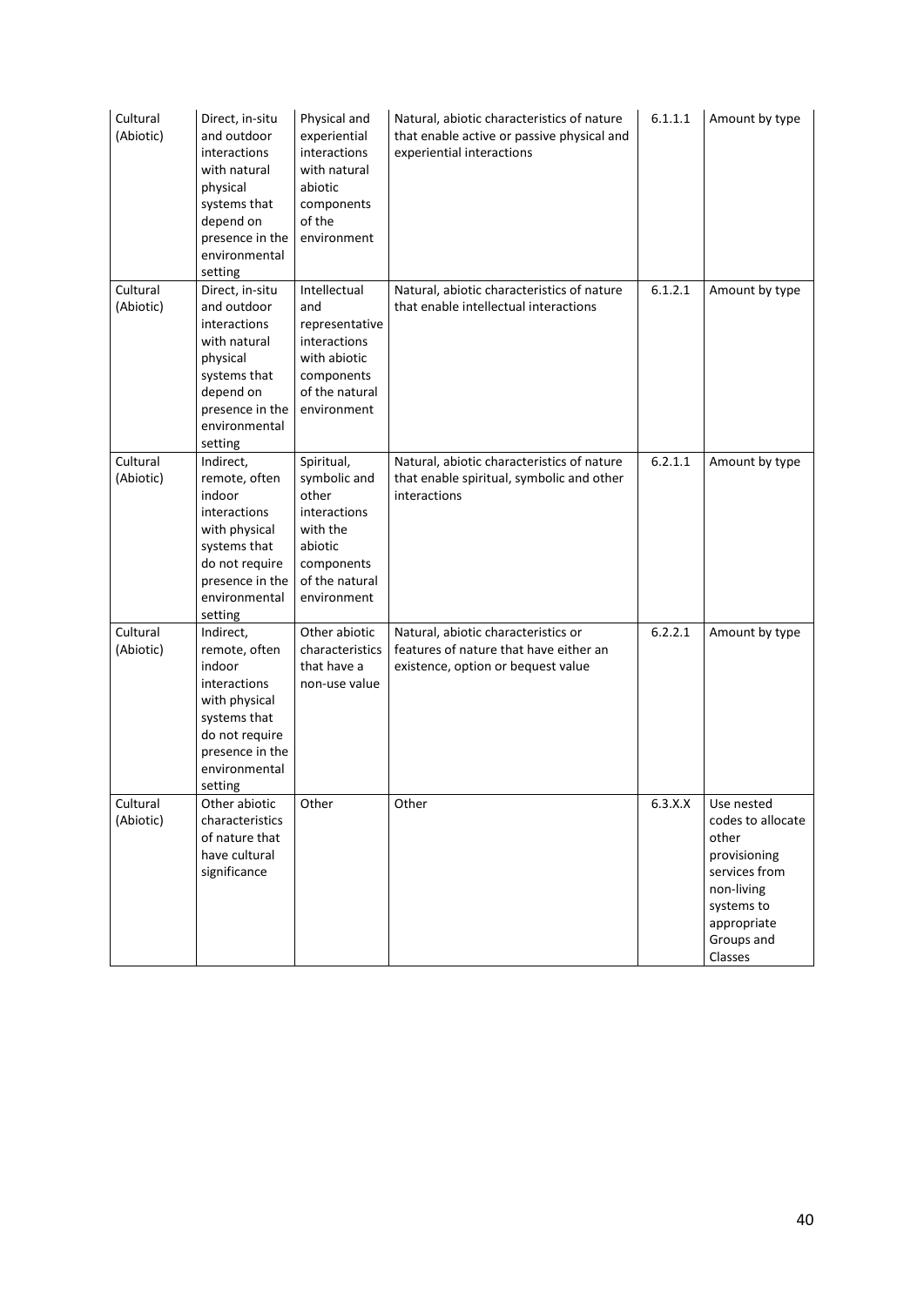| Cultural (Abiotic) | Direct, in-situ and outdoor interactions with natural physical systems that depend on presence in the environmental setting | Physical and experiential interactions with natural abiotic components of the environment | Natural, abiotic characteristics of nature that enable active or passive physical and experiential interactions | 6.1.1.1 | Amount by type |
|---|---|---|---|---|---|
| Cultural (Abiotic) | Direct, in-situ and outdoor interactions with natural physical systems that depend on presence in the environmental setting | Intellectual and representative interactions with abiotic components of the natural environment | Natural, abiotic characteristics of nature that enable intellectual interactions | 6.1.2.1 | Amount by type |
| Cultural (Abiotic) | Indirect, remote, often indoor interactions with physical systems that do not require presence in the environmental setting | Spiritual, symbolic and other interactions with the abiotic components of the natural environment | Natural, abiotic characteristics of nature that enable spiritual, symbolic and other interactions | 6.2.1.1 | Amount by type |
| Cultural (Abiotic) | Indirect, remote, often indoor interactions with physical systems that do not require presence in the environmental setting | Other abiotic characteristics that have a non-use value | Natural, abiotic characteristics or features of nature that have either an existence, option or bequest value | 6.2.2.1 | Amount by type |
| Cultural (Abiotic) | Other abiotic characteristics of nature that have cultural significance | Other | Other | 6.3.X.X | Use nested codes to allocate other provisioning services from non-living systems to appropriate Groups and Classes |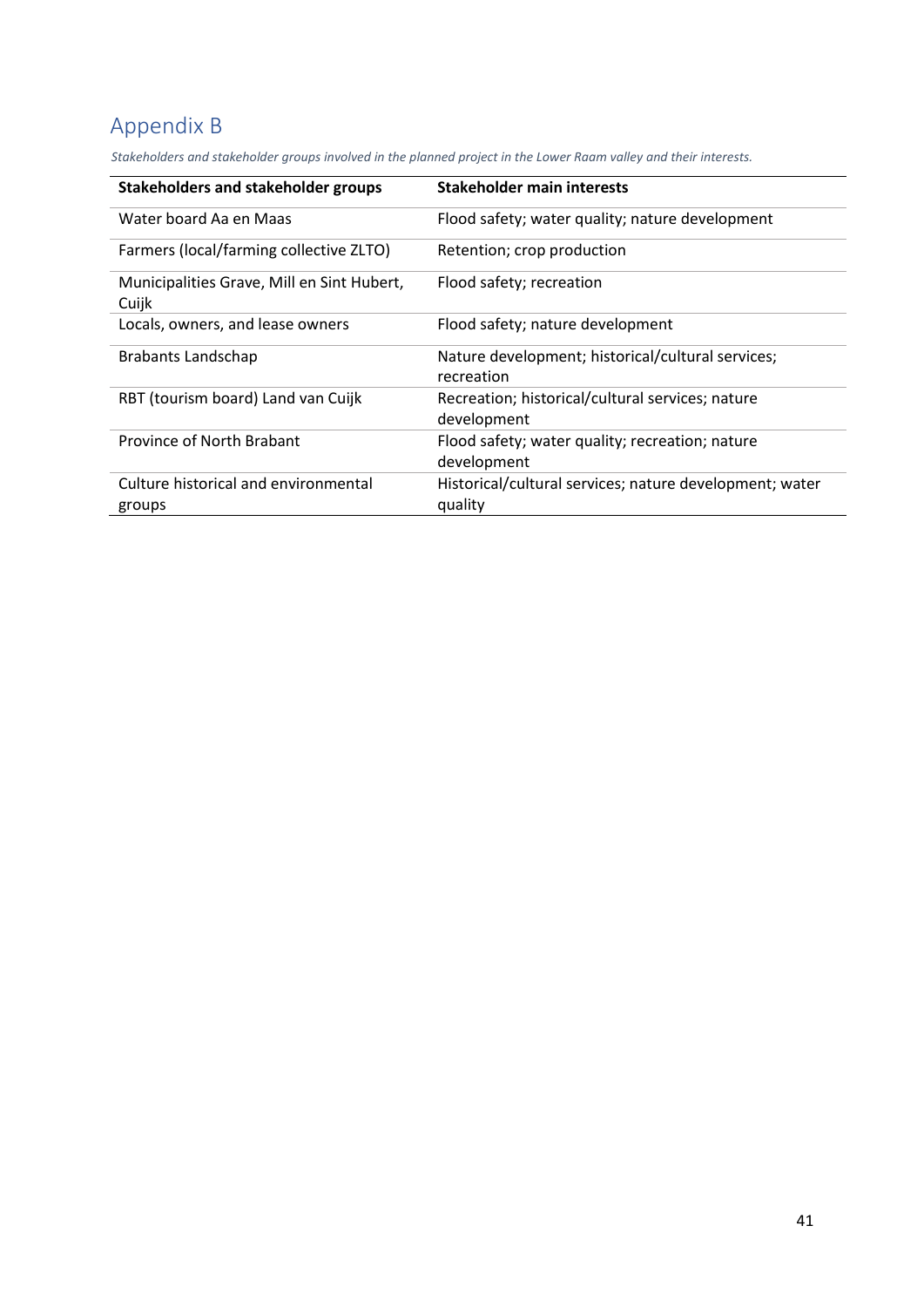# Appendix B

*Stakeholders and stakeholder groups involved in the planned project in the Lower Raam valley and their interests.*

| Stakeholders and stakeholder groups | Stakeholder main interests |
|---|---|
| Water board Aa en Maas | Flood safety; water quality; nature development |
| Farmers (local/farming collective ZLTO) | Retention; crop production |
| Municipalities Grave, Mill en Sint Hubert, Cuijk | Flood safety; recreation |
| Locals, owners, and lease owners | Flood safety; nature development |
| Brabants Landschap | Nature development; historical/cultural services; recreation |
| RBT (tourism board) Land van Cuijk | Recreation; historical/cultural services; nature development |
| Province of North Brabant | Flood safety; water quality; recreation; nature development |
| Culture historical and environmental groups | Historical/cultural services; nature development; water quality |